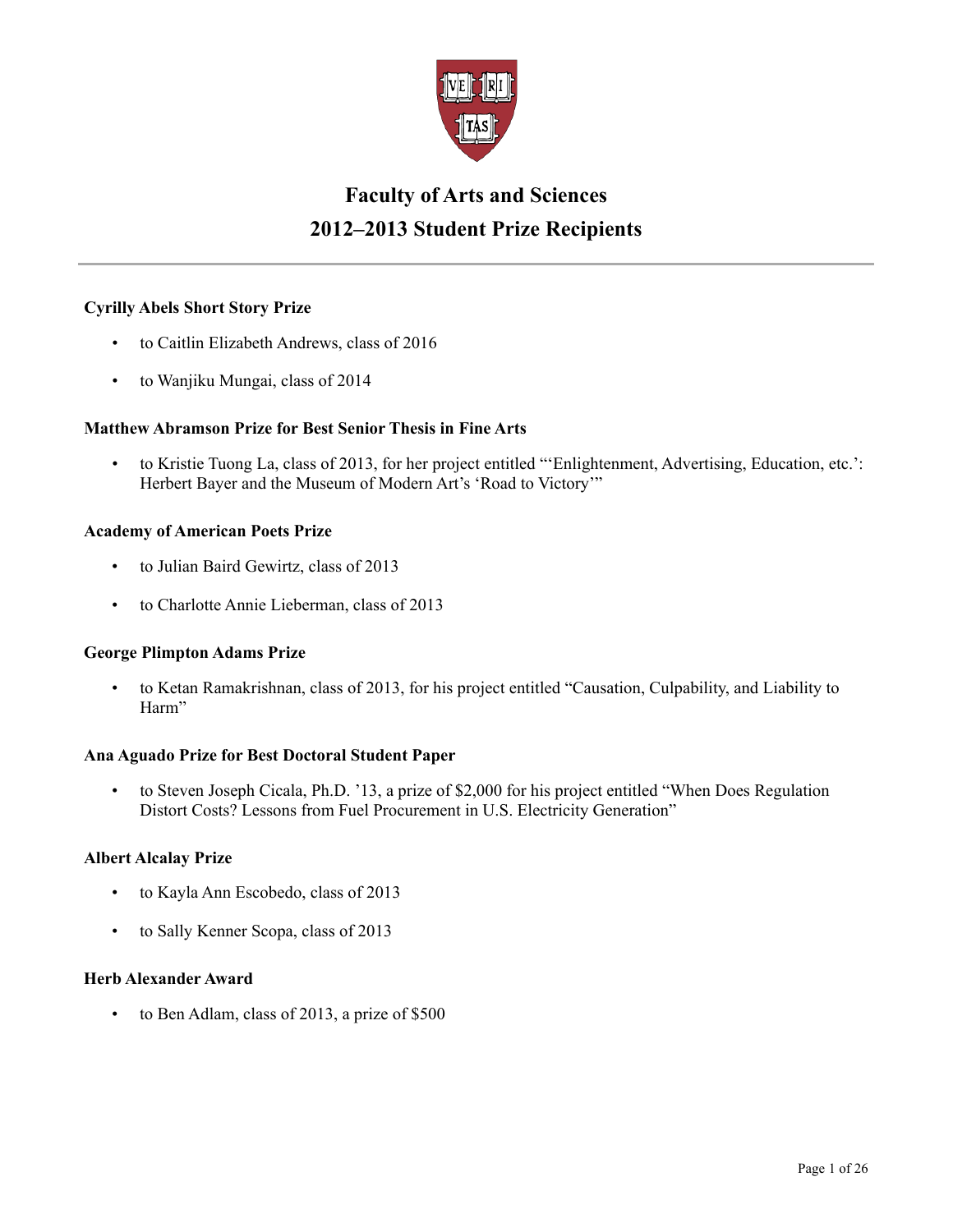# Faculty of Arts and Sciences
# 2012–2013 Student Prize Recipients

---

**Cyrilly Abels Short Story Prize**

- to Caitlin Elizabeth Andrews, class of 2016
- to Wanjiku Mungai, class of 2014

**Matthew Abramson Prize for Best Senior Thesis in Fine Arts**

- to Kristie Tuong La, class of 2013, for her project entitled "'Enlightenment, Advertising, Education, etc.': Herbert Bayer and the Museum of Modern Art's 'Road to Victory'"

**Academy of American Poets Prize**

- to Julian Baird Gewirtz, class of 2013
- to Charlotte Annie Lieberman, class of 2013

**George Plimpton Adams Prize**

- to Ketan Ramakrishnan, class of 2013, for his project entitled "Causation, Culpability, and Liability to Harm"

**Ana Aguado Prize for Best Doctoral Student Paper**

- to Steven Joseph Cicala, Ph.D. '13, a prize of $2,000 for his project entitled "When Does Regulation Distort Costs? Lessons from Fuel Procurement in U.S. Electricity Generation"

**Albert Alcalay Prize**

- to Kayla Ann Escobedo, class of 2013
- to Sally Kenner Scopa, class of 2013

**Herb Alexander Award**

- to Ben Adlam, class of 2013, a prize of $500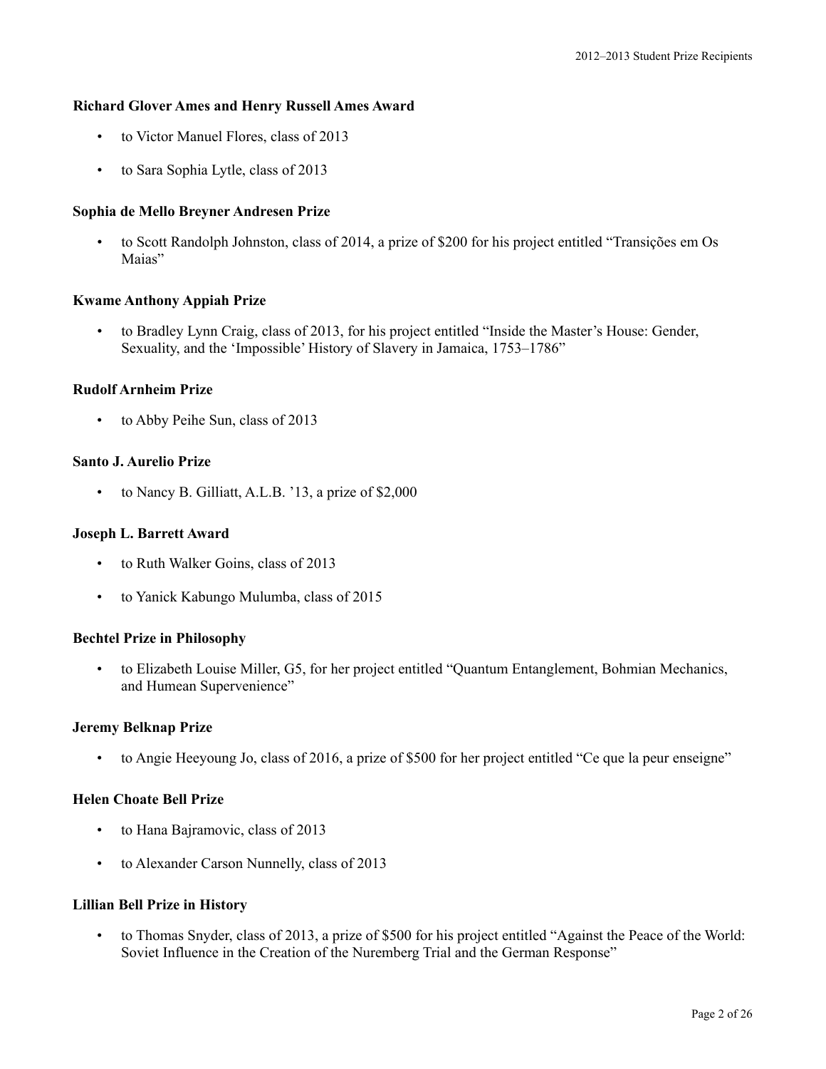**Richard Glover Ames and Henry Russell Ames Award**

- to Victor Manuel Flores, class of 2013
- to Sara Sophia Lytle, class of 2013

**Sophia de Mello Breyner Andresen Prize**

- to Scott Randolph Johnston, class of 2014, a prize of $200 for his project entitled "Transições em Os Maias"

**Kwame Anthony Appiah Prize**

- to Bradley Lynn Craig, class of 2013, for his project entitled "Inside the Master's House: Gender, Sexuality, and the 'Impossible' History of Slavery in Jamaica, 1753–1786"

**Rudolf Arnheim Prize**

- to Abby Peihe Sun, class of 2013

**Santo J. Aurelio Prize**

- to Nancy B. Gilliatt, A.L.B. '13, a prize of $2,000

**Joseph L. Barrett Award**

- to Ruth Walker Goins, class of 2013
- to Yanick Kabungo Mulumba, class of 2015

**Bechtel Prize in Philosophy**

- to Elizabeth Louise Miller, G5, for her project entitled "Quantum Entanglement, Bohmian Mechanics, and Humean Supervenience"

**Jeremy Belknap Prize**

- to Angie Heeyoung Jo, class of 2016, a prize of $500 for her project entitled "Ce que la peur enseigne"

**Helen Choate Bell Prize**

- to Hana Bajramovic, class of 2013
- to Alexander Carson Nunnelly, class of 2013

**Lillian Bell Prize in History**

- to Thomas Snyder, class of 2013, a prize of $500 for his project entitled "Against the Peace of the World: Soviet Influence in the Creation of the Nuremberg Trial and the German Response"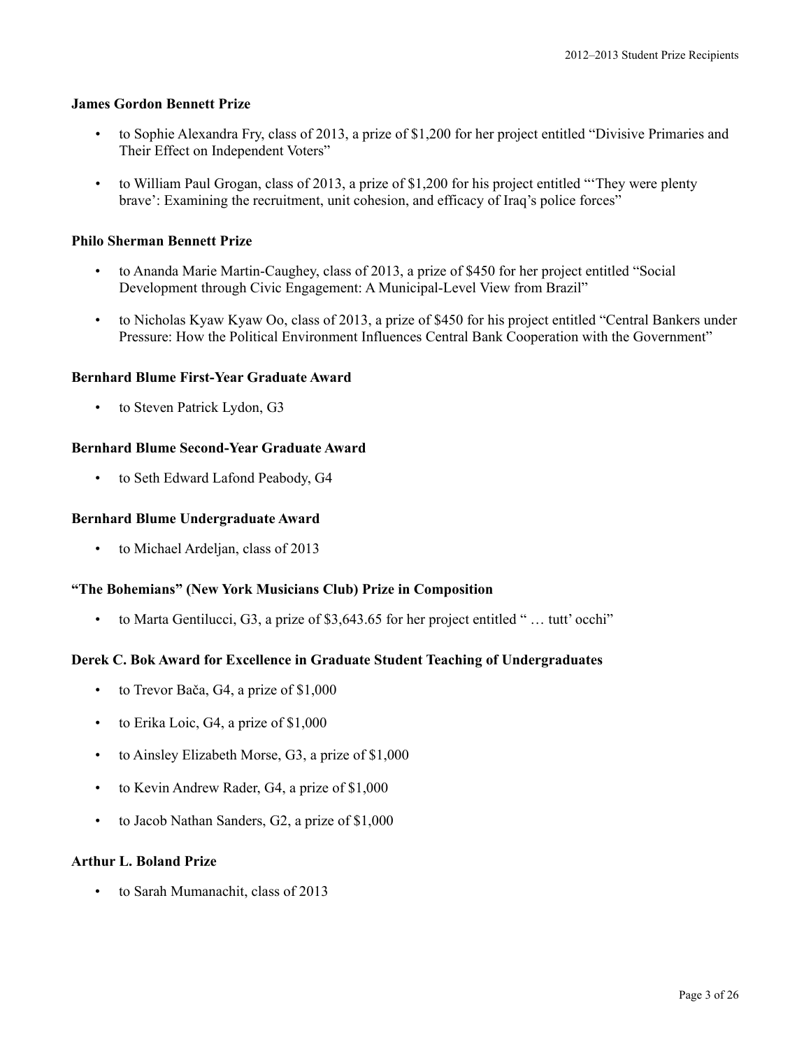**James Gordon Bennett Prize**

- to Sophie Alexandra Fry, class of 2013, a prize of $1,200 for her project entitled "Divisive Primaries and Their Effect on Independent Voters"
- to William Paul Grogan, class of 2013, a prize of $1,200 for his project entitled "'They were plenty brave': Examining the recruitment, unit cohesion, and efficacy of Iraq's police forces"

**Philo Sherman Bennett Prize**

- to Ananda Marie Martin-Caughey, class of 2013, a prize of $450 for her project entitled "Social Development through Civic Engagement: A Municipal-Level View from Brazil"
- to Nicholas Kyaw Kyaw Oo, class of 2013, a prize of $450 for his project entitled "Central Bankers under Pressure: How the Political Environment Influences Central Bank Cooperation with the Government"

**Bernhard Blume First-Year Graduate Award**

- to Steven Patrick Lydon, G3

**Bernhard Blume Second-Year Graduate Award**

- to Seth Edward Lafond Peabody, G4

**Bernhard Blume Undergraduate Award**

- to Michael Ardeljan, class of 2013

**"The Bohemians" (New York Musicians Club) Prize in Composition**

- to Marta Gentilucci, G3, a prize of $3,643.65 for her project entitled " … tutt' occhi"

**Derek C. Bok Award for Excellence in Graduate Student Teaching of Undergraduates**

- to Trevor Bača, G4, a prize of $1,000
- to Erika Loic, G4, a prize of $1,000
- to Ainsley Elizabeth Morse, G3, a prize of $1,000
- to Kevin Andrew Rader, G4, a prize of $1,000
- to Jacob Nathan Sanders, G2, a prize of $1,000

**Arthur L. Boland Prize**

- to Sarah Mumanachit, class of 2013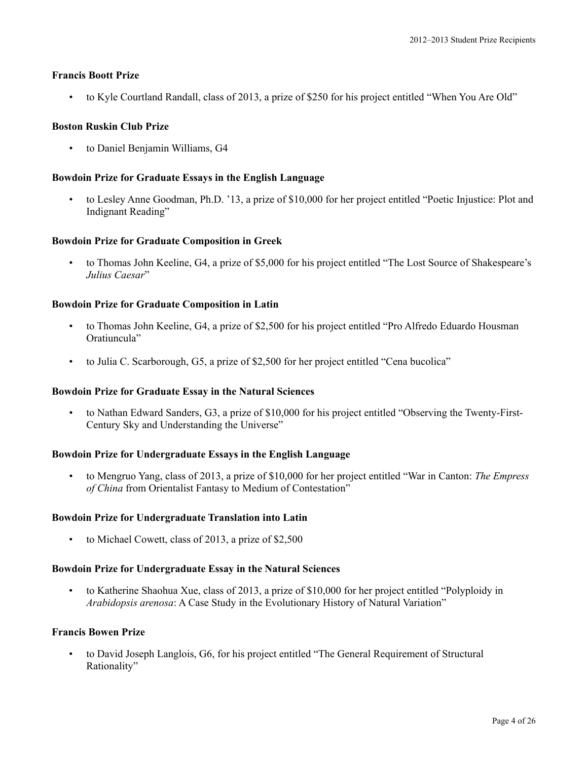### Francis Boott Prize

- to Kyle Courtland Randall, class of 2013, a prize of $250 for his project entitled "When You Are Old"

### Boston Ruskin Club Prize

- to Daniel Benjamin Williams, G4

### Bowdoin Prize for Graduate Essays in the English Language

- to Lesley Anne Goodman, Ph.D. '13, a prize of $10,000 for her project entitled "Poetic Injustice: Plot and Indignant Reading"

### Bowdoin Prize for Graduate Composition in Greek

- to Thomas John Keeline, G4, a prize of $5,000 for his project entitled "The Lost Source of Shakespeare's *Julius Caesar*"

### Bowdoin Prize for Graduate Composition in Latin

- to Thomas John Keeline, G4, a prize of $2,500 for his project entitled "Pro Alfredo Eduardo Housman Oratiuncula"
- to Julia C. Scarborough, G5, a prize of $2,500 for her project entitled "Cena bucolica"

### Bowdoin Prize for Graduate Essay in the Natural Sciences

- to Nathan Edward Sanders, G3, a prize of $10,000 for his project entitled "Observing the Twenty-First-Century Sky and Understanding the Universe"

### Bowdoin Prize for Undergraduate Essays in the English Language

- to Mengruo Yang, class of 2013, a prize of $10,000 for her project entitled "War in Canton: *The Empress of China* from Orientalist Fantasy to Medium of Contestation"

### Bowdoin Prize for Undergraduate Translation into Latin

- to Michael Cowett, class of 2013, a prize of $2,500

### Bowdoin Prize for Undergraduate Essay in the Natural Sciences

- to Katherine Shaohua Xue, class of 2013, a prize of $10,000 for her project entitled "Polyploidy in *Arabidopsis arenosa*: A Case Study in the Evolutionary History of Natural Variation"

### Francis Bowen Prize

- to David Joseph Langlois, G6, for his project entitled "The General Requirement of Structural Rationality"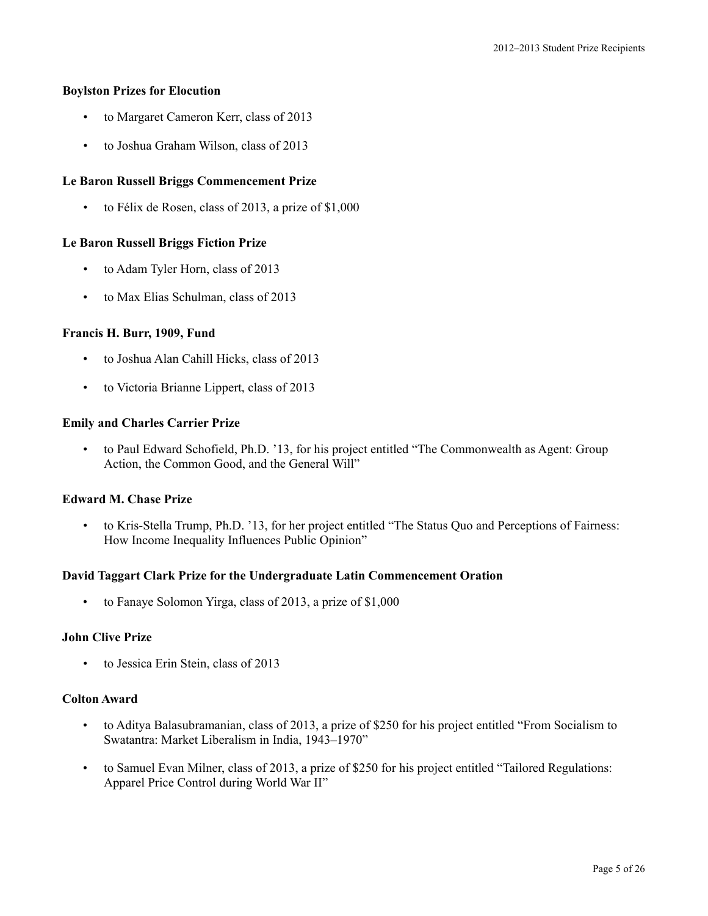### Boylston Prizes for Elocution

- to Margaret Cameron Kerr, class of 2013
- to Joshua Graham Wilson, class of 2013

### Le Baron Russell Briggs Commencement Prize

- to Félix de Rosen, class of 2013, a prize of $1,000

### Le Baron Russell Briggs Fiction Prize

- to Adam Tyler Horn, class of 2013
- to Max Elias Schulman, class of 2013

### Francis H. Burr, 1909, Fund

- to Joshua Alan Cahill Hicks, class of 2013
- to Victoria Brianne Lippert, class of 2013

### Emily and Charles Carrier Prize

- to Paul Edward Schofield, Ph.D. ’13, for his project entitled “The Commonwealth as Agent: Group Action, the Common Good, and the General Will”

### Edward M. Chase Prize

- to Kris-Stella Trump, Ph.D. ’13, for her project entitled “The Status Quo and Perceptions of Fairness: How Income Inequality Influences Public Opinion”

### David Taggart Clark Prize for the Undergraduate Latin Commencement Oration

- to Fanaye Solomon Yirga, class of 2013, a prize of $1,000

### John Clive Prize

- to Jessica Erin Stein, class of 2013

### Colton Award

- to Aditya Balasubramanian, class of 2013, a prize of $250 for his project entitled “From Socialism to Swatantra: Market Liberalism in India, 1943–1970”
- to Samuel Evan Milner, class of 2013, a prize of $250 for his project entitled “Tailored Regulations: Apparel Price Control during World War II”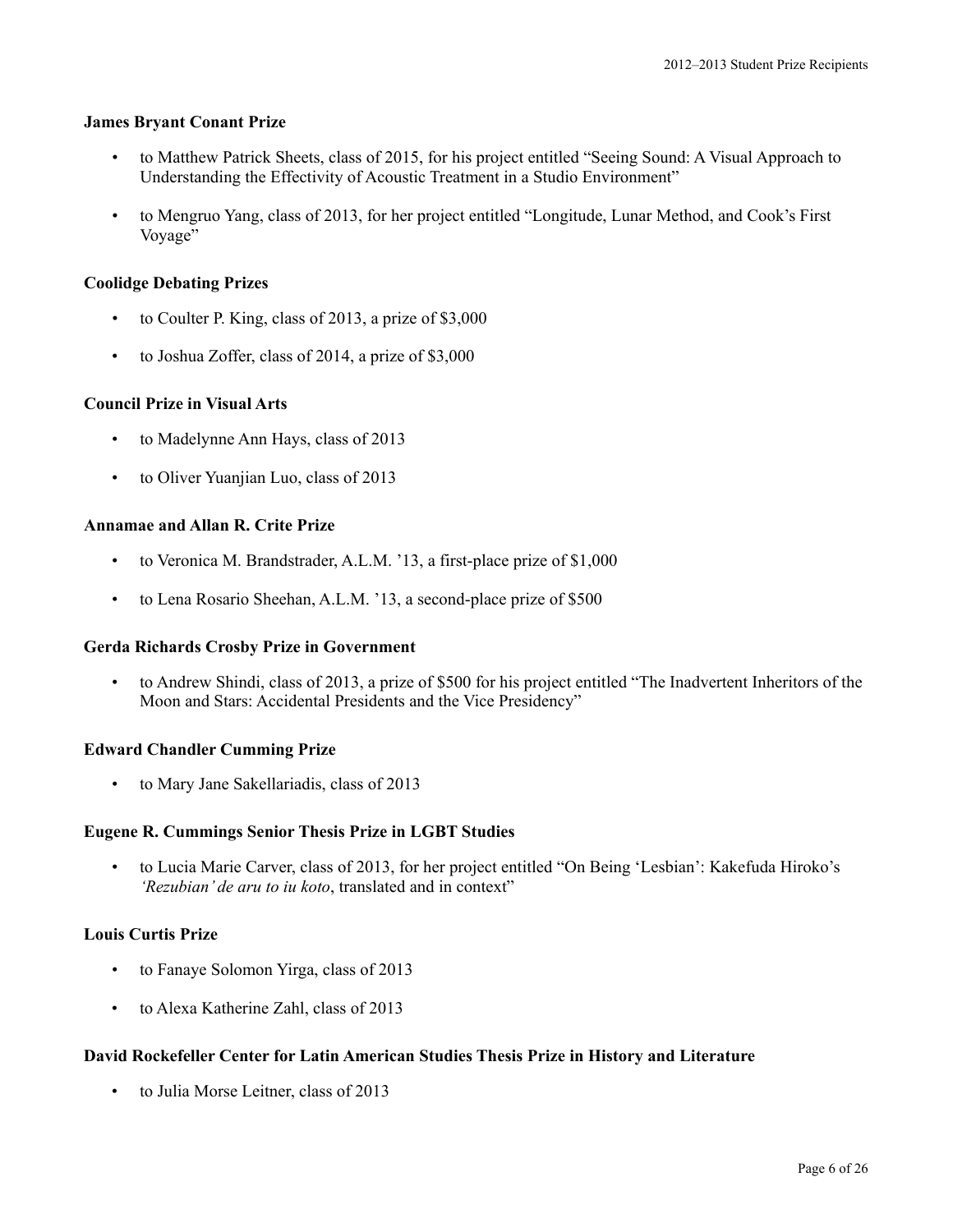**James Bryant Conant Prize**

- to Matthew Patrick Sheets, class of 2015, for his project entitled "Seeing Sound: A Visual Approach to Understanding the Effectivity of Acoustic Treatment in a Studio Environment"
- to Mengruo Yang, class of 2013, for her project entitled "Longitude, Lunar Method, and Cook's First Voyage"

**Coolidge Debating Prizes**

- to Coulter P. King, class of 2013, a prize of $3,000
- to Joshua Zoffer, class of 2014, a prize of $3,000

**Council Prize in Visual Arts**

- to Madelynne Ann Hays, class of 2013
- to Oliver Yuanjian Luo, class of 2013

**Annamae and Allan R. Crite Prize**

- to Veronica M. Brandstrader, A.L.M. '13, a first-place prize of $1,000
- to Lena Rosario Sheehan, A.L.M. '13, a second-place prize of $500

**Gerda Richards Crosby Prize in Government**

- to Andrew Shindi, class of 2013, a prize of $500 for his project entitled "The Inadvertent Inheritors of the Moon and Stars: Accidental Presidents and the Vice Presidency"

**Edward Chandler Cumming Prize**

- to Mary Jane Sakellariadis, class of 2013

**Eugene R. Cummings Senior Thesis Prize in LGBT Studies**

- to Lucia Marie Carver, class of 2013, for her project entitled "On Being 'Lesbian': Kakefuda Hiroko's *'Rezubian' de aru to iu koto*, translated and in context"

**Louis Curtis Prize**

- to Fanaye Solomon Yirga, class of 2013
- to Alexa Katherine Zahl, class of 2013

**David Rockefeller Center for Latin American Studies Thesis Prize in History and Literature**

- to Julia Morse Leitner, class of 2013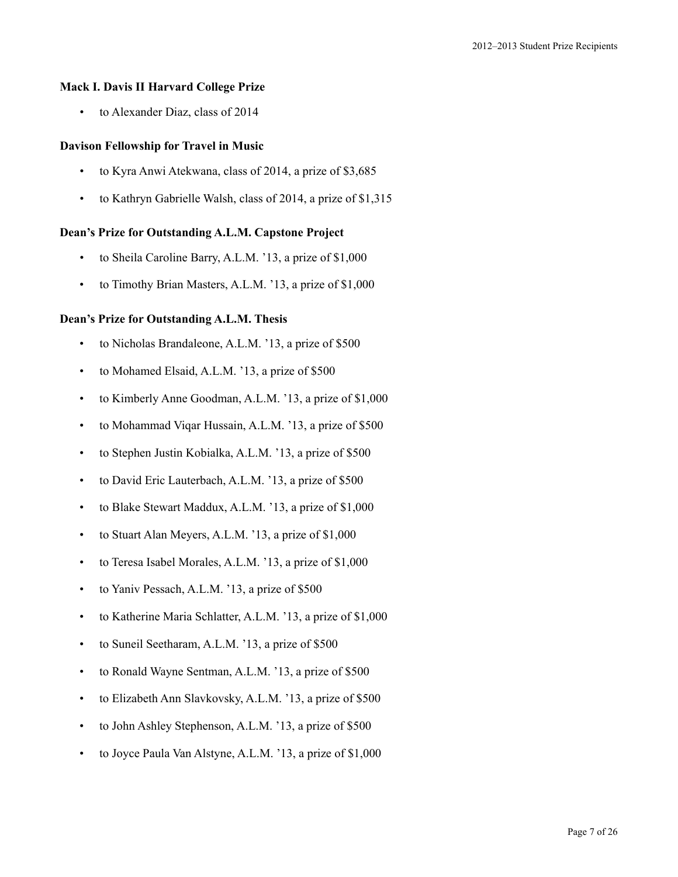**Mack I. Davis II Harvard College Prize**

- to Alexander Diaz, class of 2014

**Davison Fellowship for Travel in Music**

- to Kyra Anwi Atekwana, class of 2014, a prize of $3,685
- to Kathryn Gabrielle Walsh, class of 2014, a prize of $1,315

**Dean's Prize for Outstanding A.L.M. Capstone Project**

- to Sheila Caroline Barry, A.L.M. '13, a prize of $1,000
- to Timothy Brian Masters, A.L.M. '13, a prize of $1,000

**Dean's Prize for Outstanding A.L.M. Thesis**

- to Nicholas Brandaleone, A.L.M. '13, a prize of $500
- to Mohamed Elsaid, A.L.M. '13, a prize of $500
- to Kimberly Anne Goodman, A.L.M. '13, a prize of $1,000
- to Mohammad Viqar Hussain, A.L.M. '13, a prize of $500
- to Stephen Justin Kobialka, A.L.M. '13, a prize of $500
- to David Eric Lauterbach, A.L.M. '13, a prize of $500
- to Blake Stewart Maddux, A.L.M. '13, a prize of $1,000
- to Stuart Alan Meyers, A.L.M. '13, a prize of $1,000
- to Teresa Isabel Morales, A.L.M. '13, a prize of $1,000
- to Yaniv Pessach, A.L.M. '13, a prize of $500
- to Katherine Maria Schlatter, A.L.M. '13, a prize of $1,000
- to Suneil Seetharam, A.L.M. '13, a prize of $500
- to Ronald Wayne Sentman, A.L.M. '13, a prize of $500
- to Elizabeth Ann Slavkovsky, A.L.M. '13, a prize of $500
- to John Ashley Stephenson, A.L.M. '13, a prize of $500
- to Joyce Paula Van Alstyne, A.L.M. '13, a prize of $1,000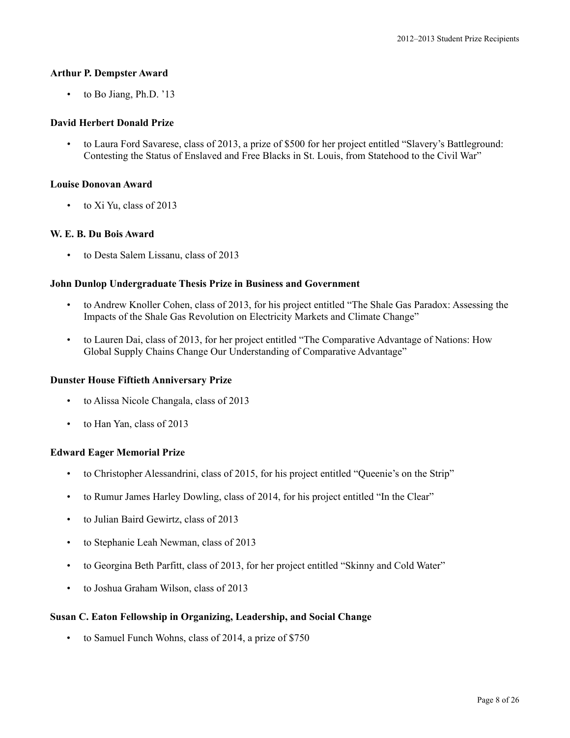### Arthur P. Dempster Award

- to Bo Jiang, Ph.D. ’13

### David Herbert Donald Prize

- to Laura Ford Savarese, class of 2013, a prize of $500 for her project entitled “Slavery’s Battleground: Contesting the Status of Enslaved and Free Blacks in St. Louis, from Statehood to the Civil War”

### Louise Donovan Award

- to Xi Yu, class of 2013

### W. E. B. Du Bois Award

- to Desta Salem Lissanu, class of 2013

### John Dunlop Undergraduate Thesis Prize in Business and Government

- to Andrew Knoller Cohen, class of 2013, for his project entitled “The Shale Gas Paradox: Assessing the Impacts of the Shale Gas Revolution on Electricity Markets and Climate Change”
- to Lauren Dai, class of 2013, for her project entitled “The Comparative Advantage of Nations: How Global Supply Chains Change Our Understanding of Comparative Advantage”

### Dunster House Fiftieth Anniversary Prize

- to Alissa Nicole Changala, class of 2013
- to Han Yan, class of 2013

### Edward Eager Memorial Prize

- to Christopher Alessandrini, class of 2015, for his project entitled “Queenie’s on the Strip”
- to Rumur James Harley Dowling, class of 2014, for his project entitled “In the Clear”
- to Julian Baird Gewirtz, class of 2013
- to Stephanie Leah Newman, class of 2013
- to Georgina Beth Parfitt, class of 2013, for her project entitled “Skinny and Cold Water”
- to Joshua Graham Wilson, class of 2013

### Susan C. Eaton Fellowship in Organizing, Leadership, and Social Change

- to Samuel Funch Wohns, class of 2014, a prize of $750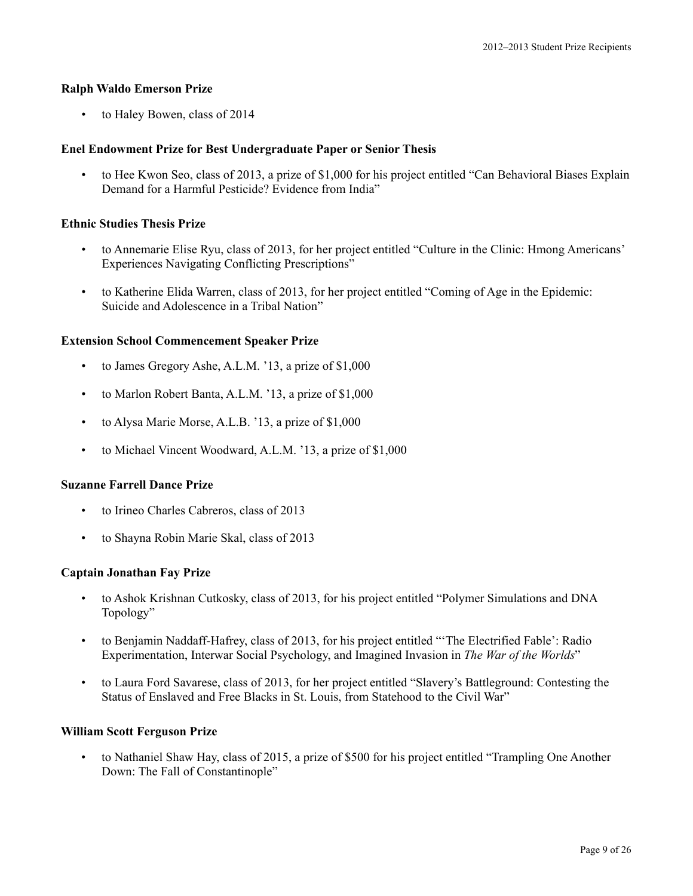### Ralph Waldo Emerson Prize

- to Haley Bowen, class of 2014

### Enel Endowment Prize for Best Undergraduate Paper or Senior Thesis

- to Hee Kwon Seo, class of 2013, a prize of $1,000 for his project entitled "Can Behavioral Biases Explain Demand for a Harmful Pesticide? Evidence from India"

### Ethnic Studies Thesis Prize

- to Annemarie Elise Ryu, class of 2013, for her project entitled "Culture in the Clinic: Hmong Americans' Experiences Navigating Conflicting Prescriptions"
- to Katherine Elida Warren, class of 2013, for her project entitled "Coming of Age in the Epidemic: Suicide and Adolescence in a Tribal Nation"

### Extension School Commencement Speaker Prize

- to James Gregory Ashe, A.L.M. '13, a prize of $1,000
- to Marlon Robert Banta, A.L.M. '13, a prize of $1,000
- to Alysa Marie Morse, A.L.B. '13, a prize of $1,000
- to Michael Vincent Woodward, A.L.M. '13, a prize of $1,000

### Suzanne Farrell Dance Prize

- to Irineo Charles Cabreros, class of 2013
- to Shayna Robin Marie Skal, class of 2013

### Captain Jonathan Fay Prize

- to Ashok Krishnan Cutkosky, class of 2013, for his project entitled "Polymer Simulations and DNA Topology"
- to Benjamin Naddaff-Hafrey, class of 2013, for his project entitled "'The Electrified Fable': Radio Experimentation, Interwar Social Psychology, and Imagined Invasion in *The War of the Worlds*"
- to Laura Ford Savarese, class of 2013, for her project entitled "Slavery's Battleground: Contesting the Status of Enslaved and Free Blacks in St. Louis, from Statehood to the Civil War"

### William Scott Ferguson Prize

- to Nathaniel Shaw Hay, class of 2015, a prize of $500 for his project entitled "Trampling One Another Down: The Fall of Constantinople"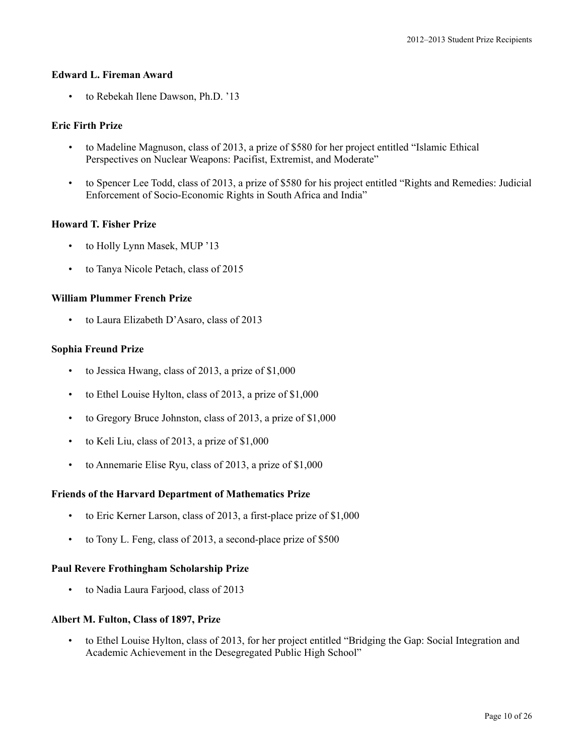### Edward L. Fireman Award

- to Rebekah Ilene Dawson, Ph.D. '13

### Eric Firth Prize

- to Madeline Magnuson, class of 2013, a prize of $580 for her project entitled "Islamic Ethical Perspectives on Nuclear Weapons: Pacifist, Extremist, and Moderate"
- to Spencer Lee Todd, class of 2013, a prize of $580 for his project entitled "Rights and Remedies: Judicial Enforcement of Socio-Economic Rights in South Africa and India"

### Howard T. Fisher Prize

- to Holly Lynn Masek, MUP '13
- to Tanya Nicole Petach, class of 2015

### William Plummer French Prize

- to Laura Elizabeth D'Asaro, class of 2013

### Sophia Freund Prize

- to Jessica Hwang, class of 2013, a prize of $1,000
- to Ethel Louise Hylton, class of 2013, a prize of $1,000
- to Gregory Bruce Johnston, class of 2013, a prize of $1,000
- to Keli Liu, class of 2013, a prize of $1,000
- to Annemarie Elise Ryu, class of 2013, a prize of $1,000

### Friends of the Harvard Department of Mathematics Prize

- to Eric Kerner Larson, class of 2013, a first-place prize of $1,000
- to Tony L. Feng, class of 2013, a second-place prize of $500

### Paul Revere Frothingham Scholarship Prize

- to Nadia Laura Farjood, class of 2013

### Albert M. Fulton, Class of 1897, Prize

- to Ethel Louise Hylton, class of 2013, for her project entitled "Bridging the Gap: Social Integration and Academic Achievement in the Desegregated Public High School"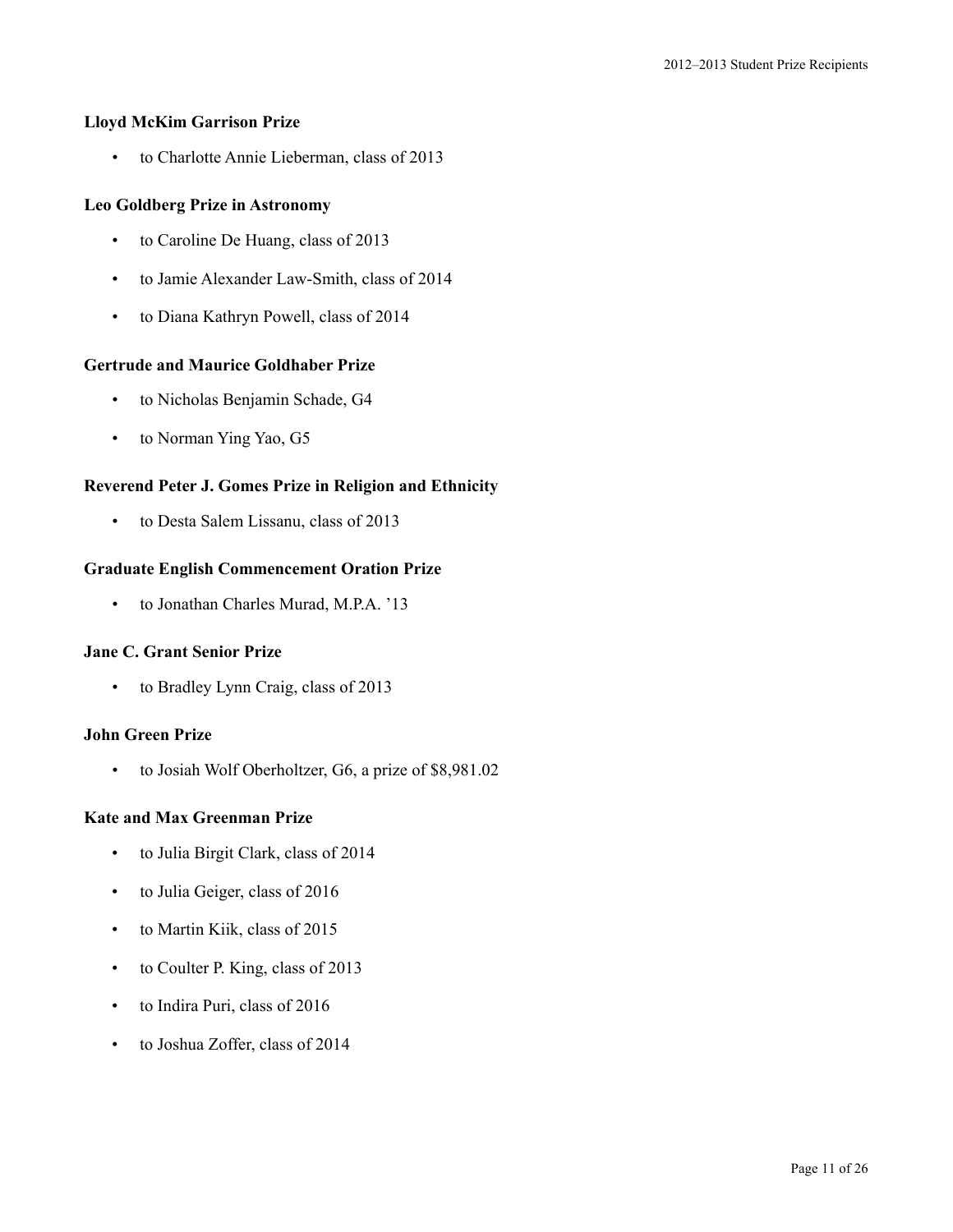### Lloyd McKim Garrison Prize

- to Charlotte Annie Lieberman, class of 2013

### Leo Goldberg Prize in Astronomy

- to Caroline De Huang, class of 2013
- to Jamie Alexander Law-Smith, class of 2014
- to Diana Kathryn Powell, class of 2014

### Gertrude and Maurice Goldhaber Prize

- to Nicholas Benjamin Schade, G4
- to Norman Ying Yao, G5

### Reverend Peter J. Gomes Prize in Religion and Ethnicity

- to Desta Salem Lissanu, class of 2013

### Graduate English Commencement Oration Prize

- to Jonathan Charles Murad, M.P.A. '13

### Jane C. Grant Senior Prize

- to Bradley Lynn Craig, class of 2013

### John Green Prize

- to Josiah Wolf Oberholtzer, G6, a prize of $8,981.02

### Kate and Max Greenman Prize

- to Julia Birgit Clark, class of 2014
- to Julia Geiger, class of 2016
- to Martin Kiik, class of 2015
- to Coulter P. King, class of 2013
- to Indira Puri, class of 2016
- to Joshua Zoffer, class of 2014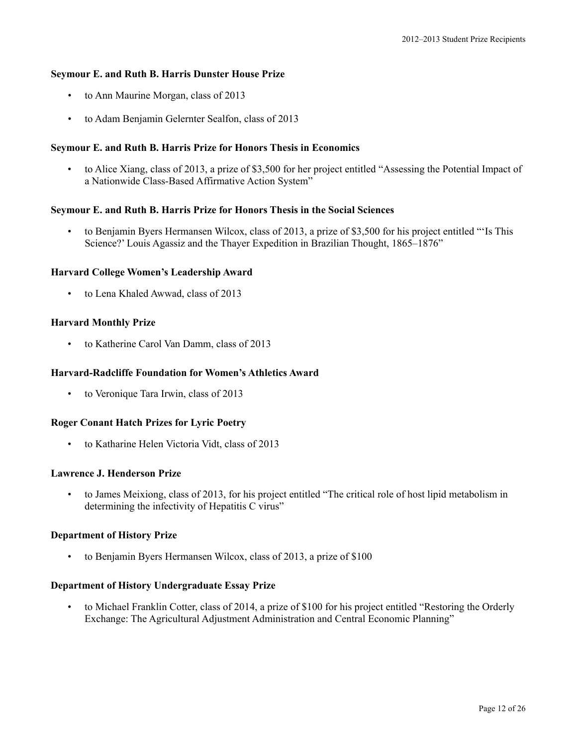**Seymour E. and Ruth B. Harris Dunster House Prize**

- to Ann Maurine Morgan, class of 2013
- to Adam Benjamin Gelernter Sealfon, class of 2013

**Seymour E. and Ruth B. Harris Prize for Honors Thesis in Economics**

- to Alice Xiang, class of 2013, a prize of $3,500 for her project entitled "Assessing the Potential Impact of a Nationwide Class-Based Affirmative Action System"

**Seymour E. and Ruth B. Harris Prize for Honors Thesis in the Social Sciences**

- to Benjamin Byers Hermansen Wilcox, class of 2013, a prize of $3,500 for his project entitled "'Is This Science?' Louis Agassiz and the Thayer Expedition in Brazilian Thought, 1865–1876"

**Harvard College Women's Leadership Award**

- to Lena Khaled Awwad, class of 2013

**Harvard Monthly Prize**

- to Katherine Carol Van Damm, class of 2013

**Harvard-Radcliffe Foundation for Women's Athletics Award**

- to Veronique Tara Irwin, class of 2013

**Roger Conant Hatch Prizes for Lyric Poetry**

- to Katharine Helen Victoria Vidt, class of 2013

**Lawrence J. Henderson Prize**

- to James Meixiong, class of 2013, for his project entitled "The critical role of host lipid metabolism in determining the infectivity of Hepatitis C virus"

**Department of History Prize**

- to Benjamin Byers Hermansen Wilcox, class of 2013, a prize of $100

**Department of History Undergraduate Essay Prize**

- to Michael Franklin Cotter, class of 2014, a prize of $100 for his project entitled "Restoring the Orderly Exchange: The Agricultural Adjustment Administration and Central Economic Planning"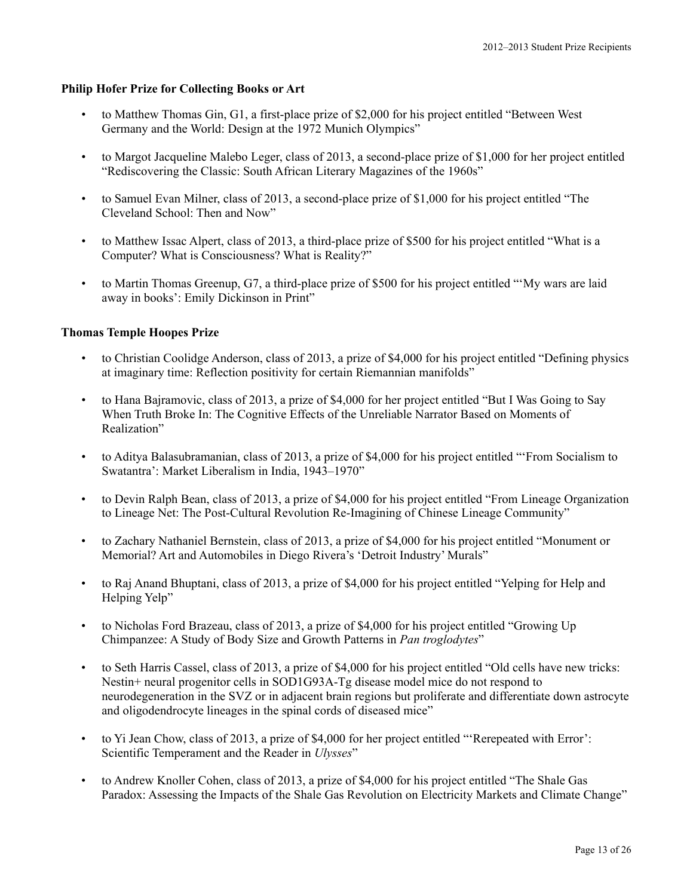**Philip Hofer Prize for Collecting Books or Art**

- to Matthew Thomas Gin, G1, a first-place prize of $2,000 for his project entitled "Between West Germany and the World: Design at the 1972 Munich Olympics"
- to Margot Jacqueline Malebo Leger, class of 2013, a second-place prize of $1,000 for her project entitled "Rediscovering the Classic: South African Literary Magazines of the 1960s"
- to Samuel Evan Milner, class of 2013, a second-place prize of $1,000 for his project entitled "The Cleveland School: Then and Now"
- to Matthew Issac Alpert, class of 2013, a third-place prize of $500 for his project entitled "What is a Computer? What is Consciousness? What is Reality?"
- to Martin Thomas Greenup, G7, a third-place prize of $500 for his project entitled "'My wars are laid away in books': Emily Dickinson in Print"

**Thomas Temple Hoopes Prize**

- to Christian Coolidge Anderson, class of 2013, a prize of $4,000 for his project entitled "Defining physics at imaginary time: Reflection positivity for certain Riemannian manifolds"
- to Hana Bajramovic, class of 2013, a prize of $4,000 for her project entitled "But I Was Going to Say When Truth Broke In: The Cognitive Effects of the Unreliable Narrator Based on Moments of Realization"
- to Aditya Balasubramanian, class of 2013, a prize of $4,000 for his project entitled "'From Socialism to Swatantra': Market Liberalism in India, 1943–1970"
- to Devin Ralph Bean, class of 2013, a prize of $4,000 for his project entitled "From Lineage Organization to Lineage Net: The Post-Cultural Revolution Re-Imagining of Chinese Lineage Community"
- to Zachary Nathaniel Bernstein, class of 2013, a prize of $4,000 for his project entitled "Monument or Memorial? Art and Automobiles in Diego Rivera's 'Detroit Industry' Murals"
- to Raj Anand Bhuptani, class of 2013, a prize of $4,000 for his project entitled "Yelping for Help and Helping Yelp"
- to Nicholas Ford Brazeau, class of 2013, a prize of $4,000 for his project entitled "Growing Up Chimpanzee: A Study of Body Size and Growth Patterns in *Pan troglodytes*"
- to Seth Harris Cassel, class of 2013, a prize of $4,000 for his project entitled "Old cells have new tricks: Nestin+ neural progenitor cells in SOD1G93A-Tg disease model mice do not respond to neurodegeneration in the SVZ or in adjacent brain regions but proliferate and differentiate down astrocyte and oligodendrocyte lineages in the spinal cords of diseased mice"
- to Yi Jean Chow, class of 2013, a prize of $4,000 for her project entitled "'Rerepeated with Error': Scientific Temperament and the Reader in *Ulysses*"
- to Andrew Knoller Cohen, class of 2013, a prize of $4,000 for his project entitled "The Shale Gas Paradox: Assessing the Impacts of the Shale Gas Revolution on Electricity Markets and Climate Change"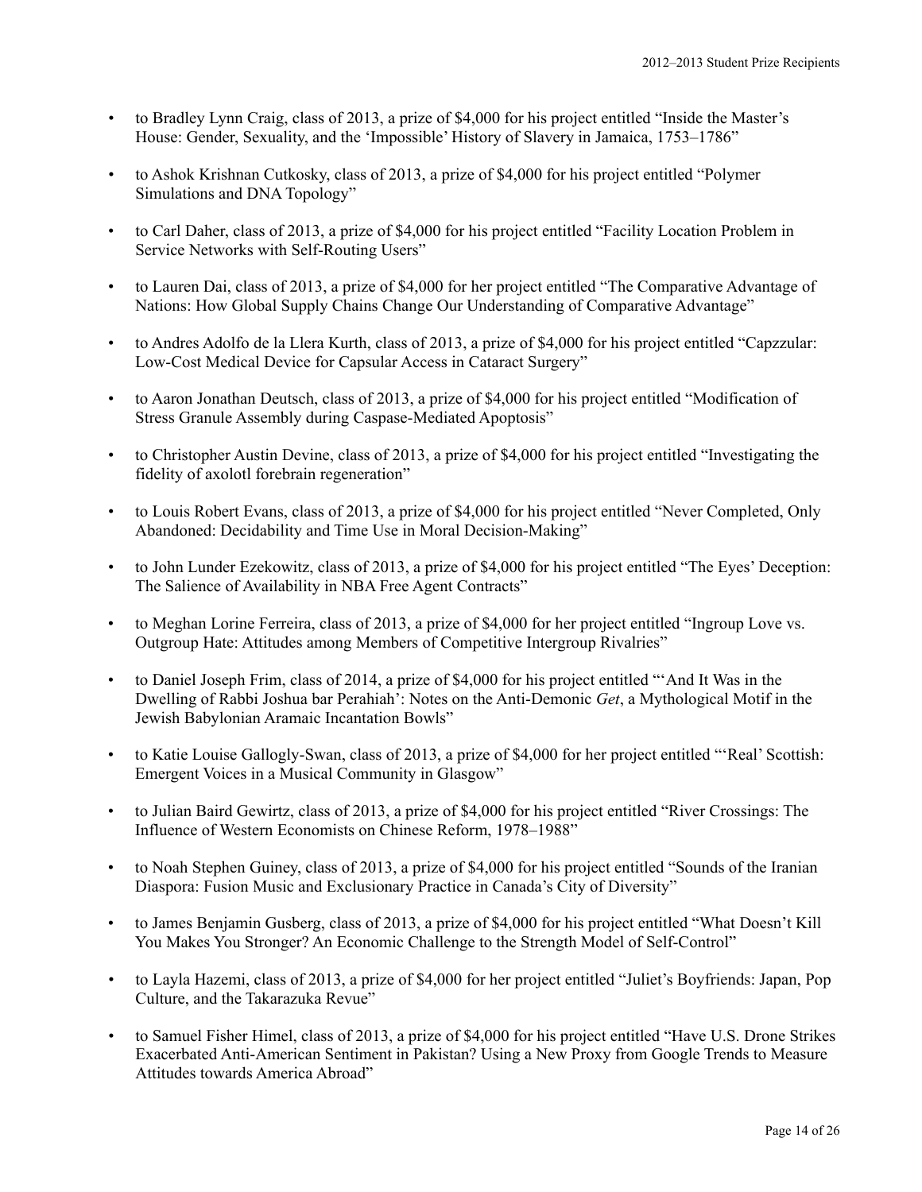- to Bradley Lynn Craig, class of 2013, a prize of $4,000 for his project entitled "Inside the Master's House: Gender, Sexuality, and the 'Impossible' History of Slavery in Jamaica, 1753–1786"

- to Ashok Krishnan Cutkosky, class of 2013, a prize of $4,000 for his project entitled "Polymer Simulations and DNA Topology"

- to Carl Daher, class of 2013, a prize of $4,000 for his project entitled "Facility Location Problem in Service Networks with Self-Routing Users"

- to Lauren Dai, class of 2013, a prize of $4,000 for her project entitled "The Comparative Advantage of Nations: How Global Supply Chains Change Our Understanding of Comparative Advantage"

- to Andres Adolfo de la Llera Kurth, class of 2013, a prize of $4,000 for his project entitled "Capzzular: Low-Cost Medical Device for Capsular Access in Cataract Surgery"

- to Aaron Jonathan Deutsch, class of 2013, a prize of $4,000 for his project entitled "Modification of Stress Granule Assembly during Caspase-Mediated Apoptosis"

- to Christopher Austin Devine, class of 2013, a prize of $4,000 for his project entitled "Investigating the fidelity of axolotl forebrain regeneration"

- to Louis Robert Evans, class of 2013, a prize of $4,000 for his project entitled "Never Completed, Only Abandoned: Decidability and Time Use in Moral Decision-Making"

- to John Lunder Ezekowitz, class of 2013, a prize of $4,000 for his project entitled "The Eyes' Deception: The Salience of Availability in NBA Free Agent Contracts"

- to Meghan Lorine Ferreira, class of 2013, a prize of $4,000 for her project entitled "Ingroup Love vs. Outgroup Hate: Attitudes among Members of Competitive Intergroup Rivalries"

- to Daniel Joseph Frim, class of 2014, a prize of $4,000 for his project entitled "'And It Was in the Dwelling of Rabbi Joshua bar Perahiah': Notes on the Anti-Demonic *Get*, a Mythological Motif in the Jewish Babylonian Aramaic Incantation Bowls"

- to Katie Louise Gallogly-Swan, class of 2013, a prize of $4,000 for her project entitled "'Real' Scottish: Emergent Voices in a Musical Community in Glasgow"

- to Julian Baird Gewirtz, class of 2013, a prize of $4,000 for his project entitled "River Crossings: The Influence of Western Economists on Chinese Reform, 1978–1988"

- to Noah Stephen Guiney, class of 2013, a prize of $4,000 for his project entitled "Sounds of the Iranian Diaspora: Fusion Music and Exclusionary Practice in Canada's City of Diversity"

- to James Benjamin Gusberg, class of 2013, a prize of $4,000 for his project entitled "What Doesn't Kill You Makes You Stronger? An Economic Challenge to the Strength Model of Self-Control"

- to Layla Hazemi, class of 2013, a prize of $4,000 for her project entitled "Juliet's Boyfriends: Japan, Pop Culture, and the Takarazuka Revue"

- to Samuel Fisher Himel, class of 2013, a prize of $4,000 for his project entitled "Have U.S. Drone Strikes Exacerbated Anti-American Sentiment in Pakistan? Using a New Proxy from Google Trends to Measure Attitudes towards America Abroad"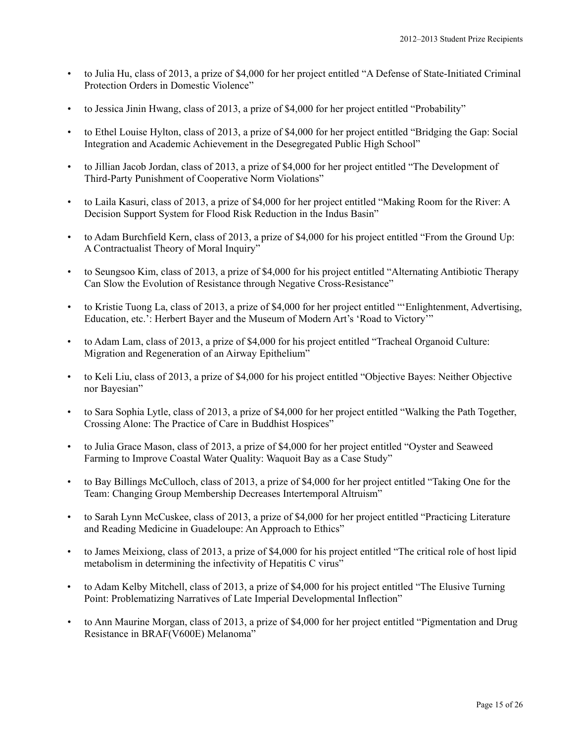- to Julia Hu, class of 2013, a prize of $4,000 for her project entitled “A Defense of State-Initiated Criminal Protection Orders in Domestic Violence”

- to Jessica Jinin Hwang, class of 2013, a prize of $4,000 for her project entitled “Probability”

- to Ethel Louise Hylton, class of 2013, a prize of $4,000 for her project entitled “Bridging the Gap: Social Integration and Academic Achievement in the Desegregated Public High School”

- to Jillian Jacob Jordan, class of 2013, a prize of $4,000 for her project entitled “The Development of Third-Party Punishment of Cooperative Norm Violations”

- to Laila Kasuri, class of 2013, a prize of $4,000 for her project entitled “Making Room for the River: A Decision Support System for Flood Risk Reduction in the Indus Basin”

- to Adam Burchfield Kern, class of 2013, a prize of $4,000 for his project entitled “From the Ground Up: A Contractualist Theory of Moral Inquiry”

- to Seungsoo Kim, class of 2013, a prize of $4,000 for his project entitled “Alternating Antibiotic Therapy Can Slow the Evolution of Resistance through Negative Cross-Resistance”

- to Kristie Tuong La, class of 2013, a prize of $4,000 for her project entitled “‘Enlightenment, Advertising, Education, etc.’: Herbert Bayer and the Museum of Modern Art’s ‘Road to Victory’”

- to Adam Lam, class of 2013, a prize of $4,000 for his project entitled “Tracheal Organoid Culture: Migration and Regeneration of an Airway Epithelium”

- to Keli Liu, class of 2013, a prize of $4,000 for his project entitled “Objective Bayes: Neither Objective nor Bayesian”

- to Sara Sophia Lytle, class of 2013, a prize of $4,000 for her project entitled “Walking the Path Together, Crossing Alone: The Practice of Care in Buddhist Hospices”

- to Julia Grace Mason, class of 2013, a prize of $4,000 for her project entitled “Oyster and Seaweed Farming to Improve Coastal Water Quality: Waquoit Bay as a Case Study”

- to Bay Billings McCulloch, class of 2013, a prize of $4,000 for her project entitled “Taking One for the Team: Changing Group Membership Decreases Intertemporal Altruism”

- to Sarah Lynn McCuskee, class of 2013, a prize of $4,000 for her project entitled “Practicing Literature and Reading Medicine in Guadeloupe: An Approach to Ethics”

- to James Meixiong, class of 2013, a prize of $4,000 for his project entitled “The critical role of host lipid metabolism in determining the infectivity of Hepatitis C virus”

- to Adam Kelby Mitchell, class of 2013, a prize of $4,000 for his project entitled “The Elusive Turning Point: Problematizing Narratives of Late Imperial Developmental Inflection”

- to Ann Maurine Morgan, class of 2013, a prize of $4,000 for her project entitled “Pigmentation and Drug Resistance in BRAF(V600E) Melanoma”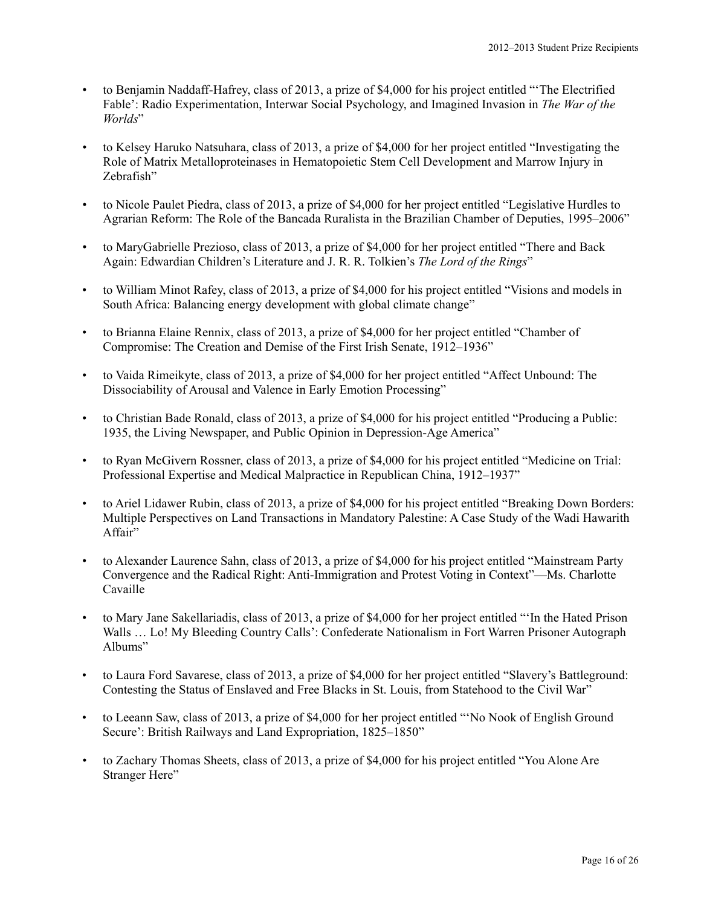- to Benjamin Naddaff-Hafrey, class of 2013, a prize of $4,000 for his project entitled "'The Electrified Fable': Radio Experimentation, Interwar Social Psychology, and Imagined Invasion in *The War of the Worlds*"

- to Kelsey Haruko Natsuhara, class of 2013, a prize of $4,000 for her project entitled "Investigating the Role of Matrix Metalloproteinases in Hematopoietic Stem Cell Development and Marrow Injury in Zebrafish"

- to Nicole Paulet Piedra, class of 2013, a prize of $4,000 for her project entitled "Legislative Hurdles to Agrarian Reform: The Role of the Bancada Ruralista in the Brazilian Chamber of Deputies, 1995–2006"

- to MaryGabrielle Prezioso, class of 2013, a prize of $4,000 for her project entitled "There and Back Again: Edwardian Children's Literature and J. R. R. Tolkien's *The Lord of the Rings*"

- to William Minot Rafey, class of 2013, a prize of $4,000 for his project entitled "Visions and models in South Africa: Balancing energy development with global climate change"

- to Brianna Elaine Rennix, class of 2013, a prize of $4,000 for her project entitled "Chamber of Compromise: The Creation and Demise of the First Irish Senate, 1912–1936"

- to Vaida Rimeikyte, class of 2013, a prize of $4,000 for her project entitled "Affect Unbound: The Dissociability of Arousal and Valence in Early Emotion Processing"

- to Christian Bade Ronald, class of 2013, a prize of $4,000 for his project entitled "Producing a Public: 1935, the Living Newspaper, and Public Opinion in Depression-Age America"

- to Ryan McGivern Rossner, class of 2013, a prize of $4,000 for his project entitled "Medicine on Trial: Professional Expertise and Medical Malpractice in Republican China, 1912–1937"

- to Ariel Lidawer Rubin, class of 2013, a prize of $4,000 for his project entitled "Breaking Down Borders: Multiple Perspectives on Land Transactions in Mandatory Palestine: A Case Study of the Wadi Hawarith Affair"

- to Alexander Laurence Sahn, class of 2013, a prize of $4,000 for his project entitled "Mainstream Party Convergence and the Radical Right: Anti-Immigration and Protest Voting in Context"—Ms. Charlotte Cavaille

- to Mary Jane Sakellariadis, class of 2013, a prize of $4,000 for her project entitled "'In the Hated Prison Walls … Lo! My Bleeding Country Calls': Confederate Nationalism in Fort Warren Prisoner Autograph Albums"

- to Laura Ford Savarese, class of 2013, a prize of $4,000 for her project entitled "Slavery's Battleground: Contesting the Status of Enslaved and Free Blacks in St. Louis, from Statehood to the Civil War"

- to Leeann Saw, class of 2013, a prize of $4,000 for her project entitled "'No Nook of English Ground Secure': British Railways and Land Expropriation, 1825–1850"

- to Zachary Thomas Sheets, class of 2013, a prize of $4,000 for his project entitled "You Alone Are Stranger Here"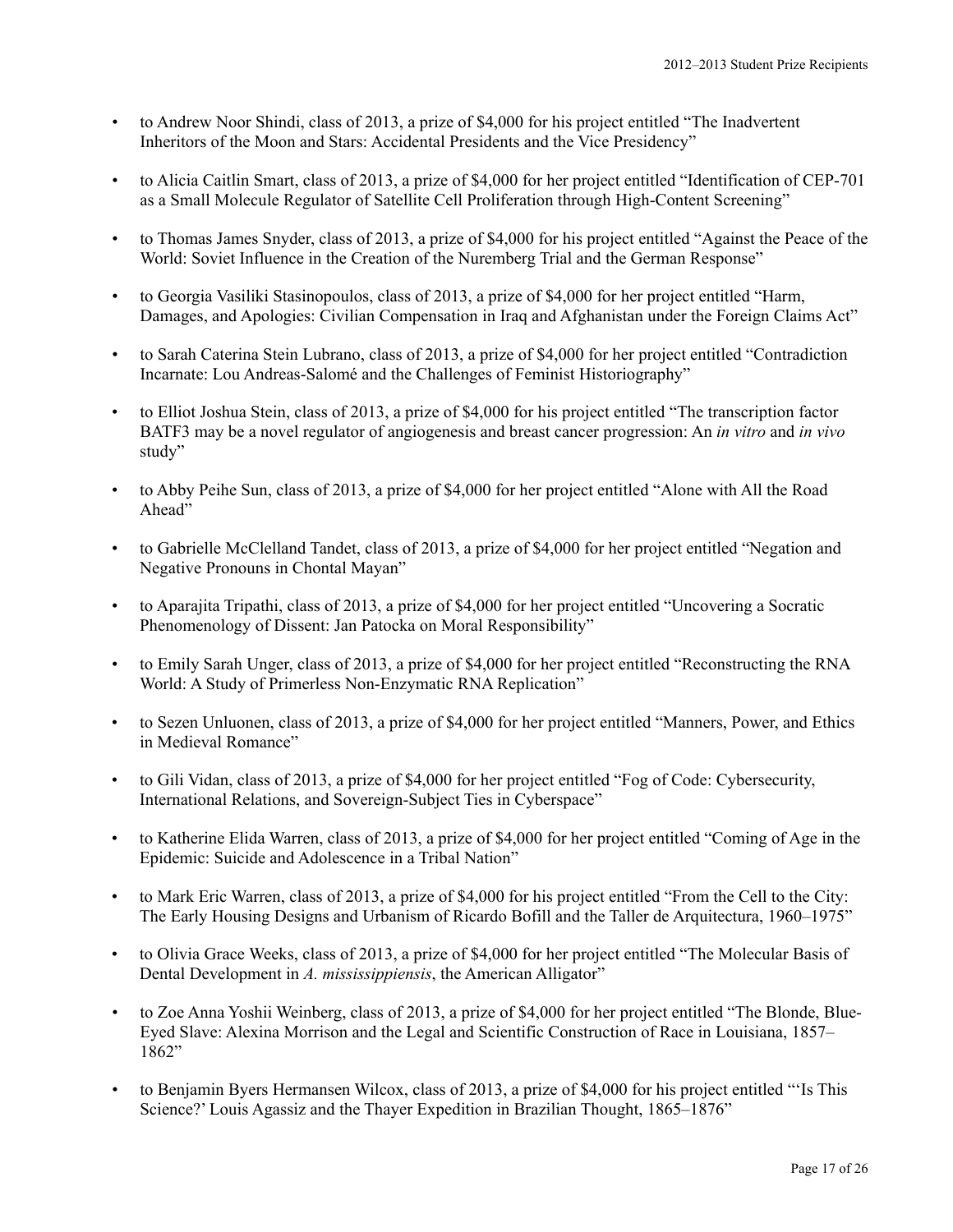- to Andrew Noor Shindi, class of 2013, a prize of $4,000 for his project entitled "The Inadvertent Inheritors of the Moon and Stars: Accidental Presidents and the Vice Presidency"

- to Alicia Caitlin Smart, class of 2013, a prize of $4,000 for her project entitled "Identification of CEP-701 as a Small Molecule Regulator of Satellite Cell Proliferation through High-Content Screening"

- to Thomas James Snyder, class of 2013, a prize of $4,000 for his project entitled "Against the Peace of the World: Soviet Influence in the Creation of the Nuremberg Trial and the German Response"

- to Georgia Vasiliki Stasinopoulos, class of 2013, a prize of $4,000 for her project entitled "Harm, Damages, and Apologies: Civilian Compensation in Iraq and Afghanistan under the Foreign Claims Act"

- to Sarah Caterina Stein Lubrano, class of 2013, a prize of $4,000 for her project entitled "Contradiction Incarnate: Lou Andreas-Salomé and the Challenges of Feminist Historiography"

- to Elliot Joshua Stein, class of 2013, a prize of $4,000 for his project entitled "The transcription factor BATF3 may be a novel regulator of angiogenesis and breast cancer progression: An *in vitro* and *in vivo* study"

- to Abby Peihe Sun, class of 2013, a prize of $4,000 for her project entitled "Alone with All the Road Ahead"

- to Gabrielle McClelland Tandet, class of 2013, a prize of $4,000 for her project entitled "Negation and Negative Pronouns in Chontal Mayan"

- to Aparajita Tripathi, class of 2013, a prize of $4,000 for her project entitled "Uncovering a Socratic Phenomenology of Dissent: Jan Patocka on Moral Responsibility"

- to Emily Sarah Unger, class of 2013, a prize of $4,000 for her project entitled "Reconstructing the RNA World: A Study of Primerless Non-Enzymatic RNA Replication"

- to Sezen Unluonen, class of 2013, a prize of $4,000 for her project entitled "Manners, Power, and Ethics in Medieval Romance"

- to Gili Vidan, class of 2013, a prize of $4,000 for her project entitled "Fog of Code: Cybersecurity, International Relations, and Sovereign-Subject Ties in Cyberspace"

- to Katherine Elida Warren, class of 2013, a prize of $4,000 for her project entitled "Coming of Age in the Epidemic: Suicide and Adolescence in a Tribal Nation"

- to Mark Eric Warren, class of 2013, a prize of $4,000 for his project entitled "From the Cell to the City: The Early Housing Designs and Urbanism of Ricardo Bofill and the Taller de Arquitectura, 1960–1975"

- to Olivia Grace Weeks, class of 2013, a prize of $4,000 for her project entitled "The Molecular Basis of Dental Development in *A. mississippiensis*, the American Alligator"

- to Zoe Anna Yoshii Weinberg, class of 2013, a prize of $4,000 for her project entitled "The Blonde, Blue-Eyed Slave: Alexina Morrison and the Legal and Scientific Construction of Race in Louisiana, 1857–1862"

- to Benjamin Byers Hermansen Wilcox, class of 2013, a prize of $4,000 for his project entitled "'Is This Science?' Louis Agassiz and the Thayer Expedition in Brazilian Thought, 1865–1876"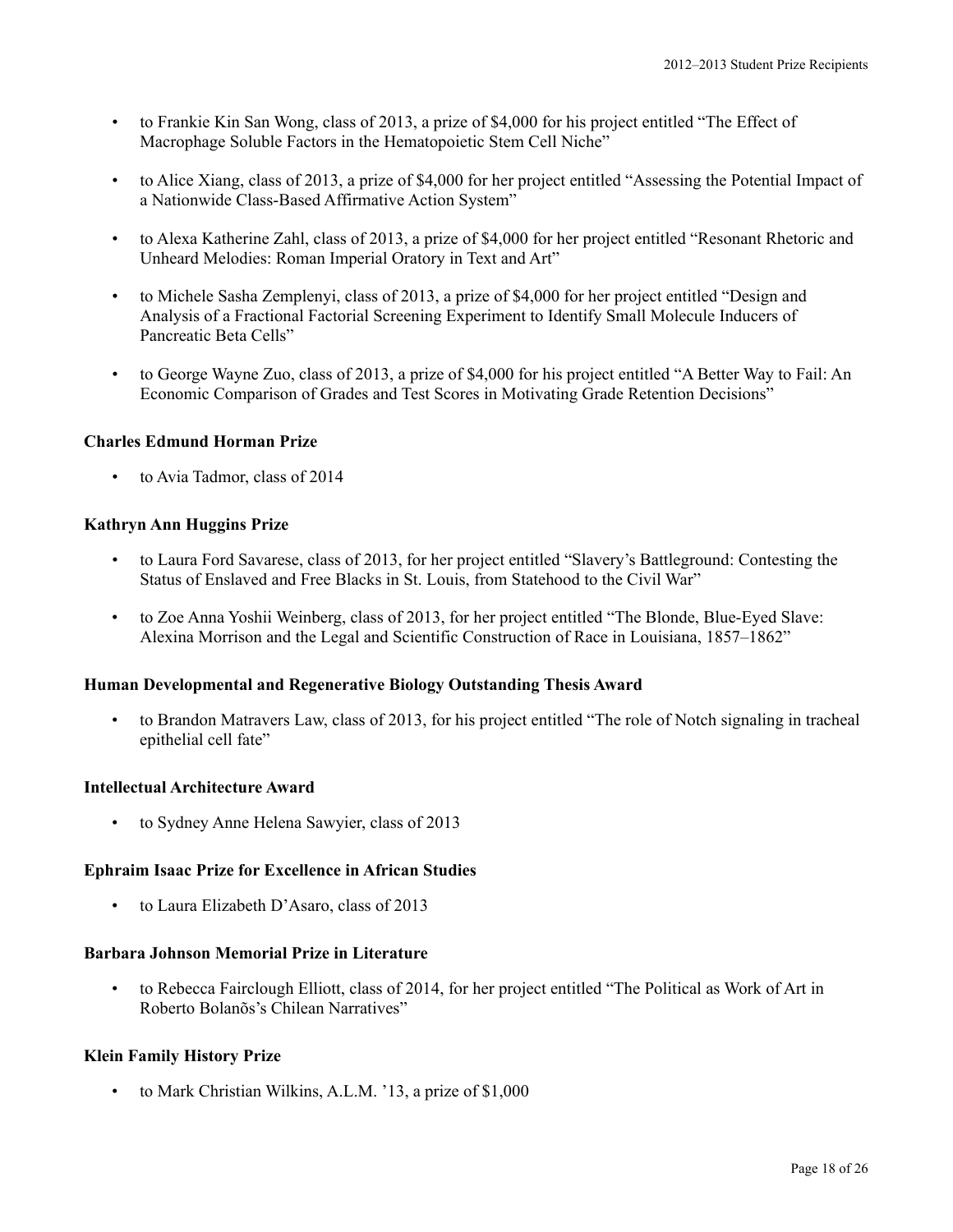- to Frankie Kin San Wong, class of 2013, a prize of $4,000 for his project entitled “The Effect of Macrophage Soluble Factors in the Hematopoietic Stem Cell Niche”
- to Alice Xiang, class of 2013, a prize of $4,000 for her project entitled “Assessing the Potential Impact of a Nationwide Class-Based Affirmative Action System”
- to Alexa Katherine Zahl, class of 2013, a prize of $4,000 for her project entitled “Resonant Rhetoric and Unheard Melodies: Roman Imperial Oratory in Text and Art”
- to Michele Sasha Zemplenyi, class of 2013, a prize of $4,000 for her project entitled “Design and Analysis of a Fractional Factorial Screening Experiment to Identify Small Molecule Inducers of Pancreatic Beta Cells”
- to George Wayne Zuo, class of 2013, a prize of $4,000 for his project entitled “A Better Way to Fail: An Economic Comparison of Grades and Test Scores in Motivating Grade Retention Decisions”

**Charles Edmund Horman Prize**

- to Avia Tadmor, class of 2014

**Kathryn Ann Huggins Prize**

- to Laura Ford Savarese, class of 2013, for her project entitled “Slavery’s Battleground: Contesting the Status of Enslaved and Free Blacks in St. Louis, from Statehood to the Civil War”
- to Zoe Anna Yoshii Weinberg, class of 2013, for her project entitled “The Blonde, Blue-Eyed Slave: Alexina Morrison and the Legal and Scientific Construction of Race in Louisiana, 1857–1862”

**Human Developmental and Regenerative Biology Outstanding Thesis Award**

- to Brandon Matravers Law, class of 2013, for his project entitled “The role of Notch signaling in tracheal epithelial cell fate”

**Intellectual Architecture Award**

- to Sydney Anne Helena Sawyier, class of 2013

**Ephraim Isaac Prize for Excellence in African Studies**

- to Laura Elizabeth D’Asaro, class of 2013

**Barbara Johnson Memorial Prize in Literature**

- to Rebecca Fairclough Elliott, class of 2014, for her project entitled “The Political as Work of Art in Roberto Bolanõs’s Chilean Narratives”

**Klein Family History Prize**

- to Mark Christian Wilkins, A.L.M. ’13, a prize of $1,000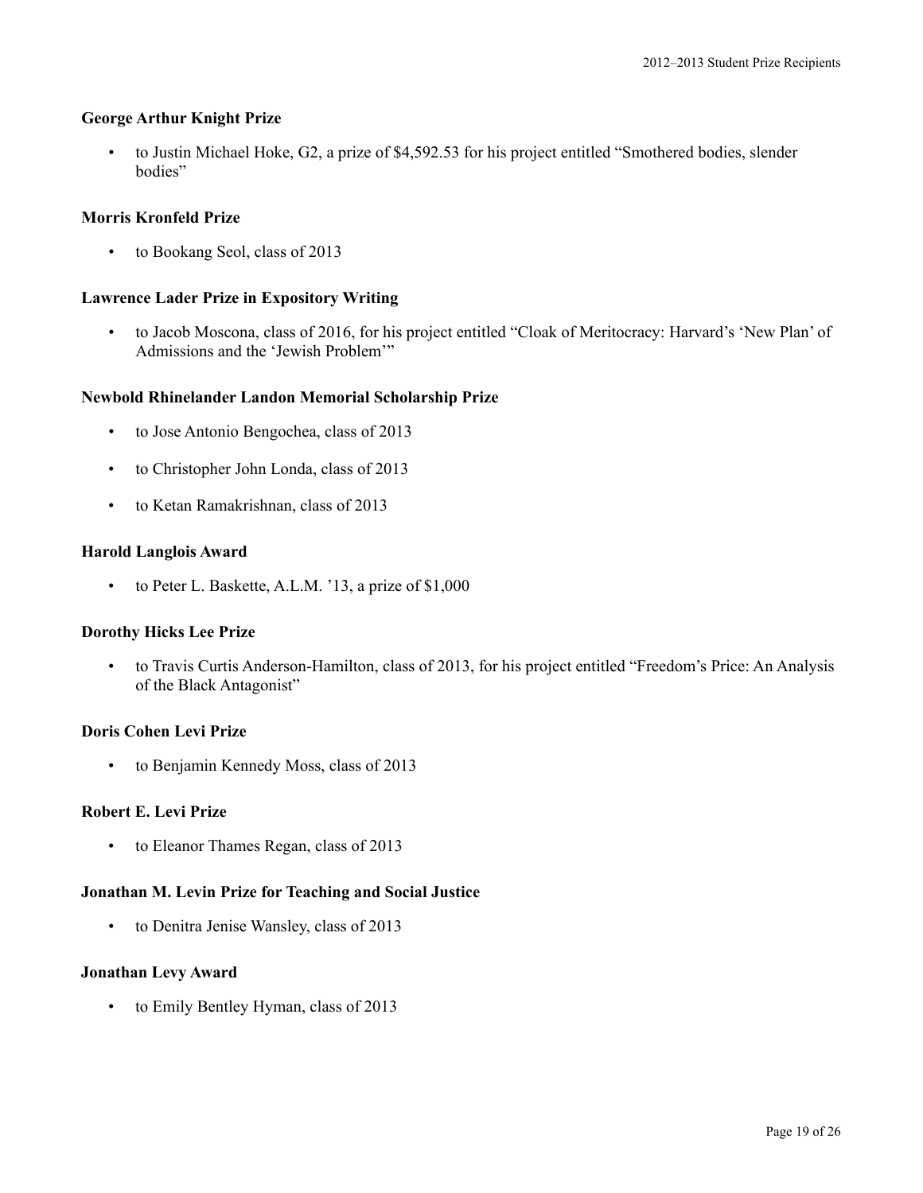**George Arthur Knight Prize**

- to Justin Michael Hoke, G2, a prize of $4,592.53 for his project entitled "Smothered bodies, slender bodies"

**Morris Kronfeld Prize**

- to Bookang Seol, class of 2013

**Lawrence Lader Prize in Expository Writing**

- to Jacob Moscona, class of 2016, for his project entitled "Cloak of Meritocracy: Harvard's 'New Plan' of Admissions and the 'Jewish Problem'"

**Newbold Rhinelander Landon Memorial Scholarship Prize**

- to Jose Antonio Bengochea, class of 2013
- to Christopher John Londa, class of 2013
- to Ketan Ramakrishnan, class of 2013

**Harold Langlois Award**

- to Peter L. Baskette, A.L.M. '13, a prize of $1,000

**Dorothy Hicks Lee Prize**

- to Travis Curtis Anderson-Hamilton, class of 2013, for his project entitled "Freedom's Price: An Analysis of the Black Antagonist"

**Doris Cohen Levi Prize**

- to Benjamin Kennedy Moss, class of 2013

**Robert E. Levi Prize**

- to Eleanor Thames Regan, class of 2013

**Jonathan M. Levin Prize for Teaching and Social Justice**

- to Denitra Jenise Wansley, class of 2013

**Jonathan Levy Award**

- to Emily Bentley Hyman, class of 2013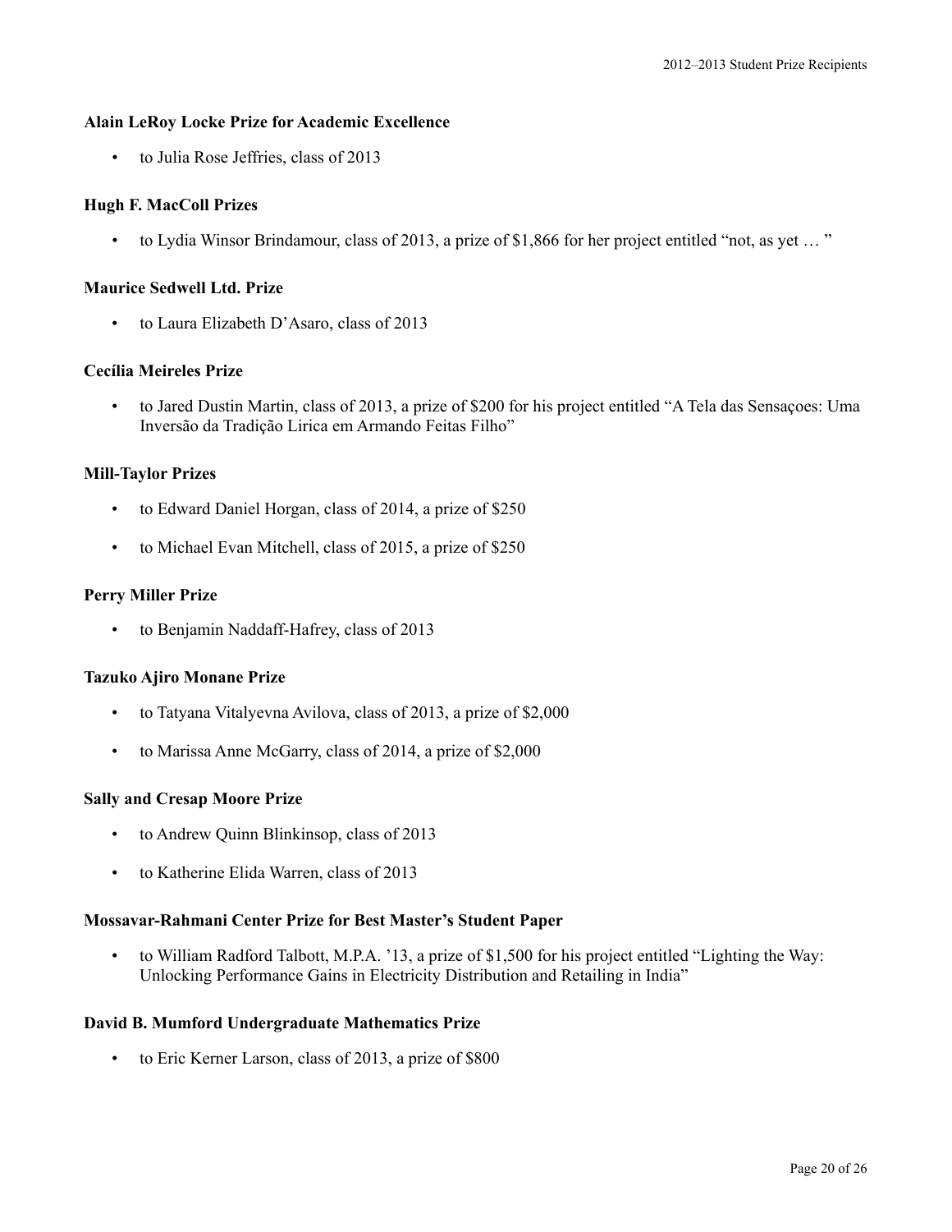**Alain LeRoy Locke Prize for Academic Excellence**

- to Julia Rose Jeffries, class of 2013

**Hugh F. MacColl Prizes**

- to Lydia Winsor Brindamour, class of 2013, a prize of $1,866 for her project entitled "not, as yet … "

**Maurice Sedwell Ltd. Prize**

- to Laura Elizabeth D'Asaro, class of 2013

**Cecília Meireles Prize**

- to Jared Dustin Martin, class of 2013, a prize of $200 for his project entitled "A Tela das Sensaçoes: Uma Inversão da Tradição Lirica em Armando Feitas Filho"

**Mill-Taylor Prizes**

- to Edward Daniel Horgan, class of 2014, a prize of $250
- to Michael Evan Mitchell, class of 2015, a prize of $250

**Perry Miller Prize**

- to Benjamin Naddaff-Hafrey, class of 2013

**Tazuko Ajiro Monane Prize**

- to Tatyana Vitalyevna Avilova, class of 2013, a prize of $2,000
- to Marissa Anne McGarry, class of 2014, a prize of $2,000

**Sally and Cresap Moore Prize**

- to Andrew Quinn Blinkinsop, class of 2013
- to Katherine Elida Warren, class of 2013

**Mossavar-Rahmani Center Prize for Best Master's Student Paper**

- to William Radford Talbott, M.P.A. '13, a prize of $1,500 for his project entitled "Lighting the Way: Unlocking Performance Gains in Electricity Distribution and Retailing in India"

**David B. Mumford Undergraduate Mathematics Prize**

- to Eric Kerner Larson, class of 2013, a prize of $800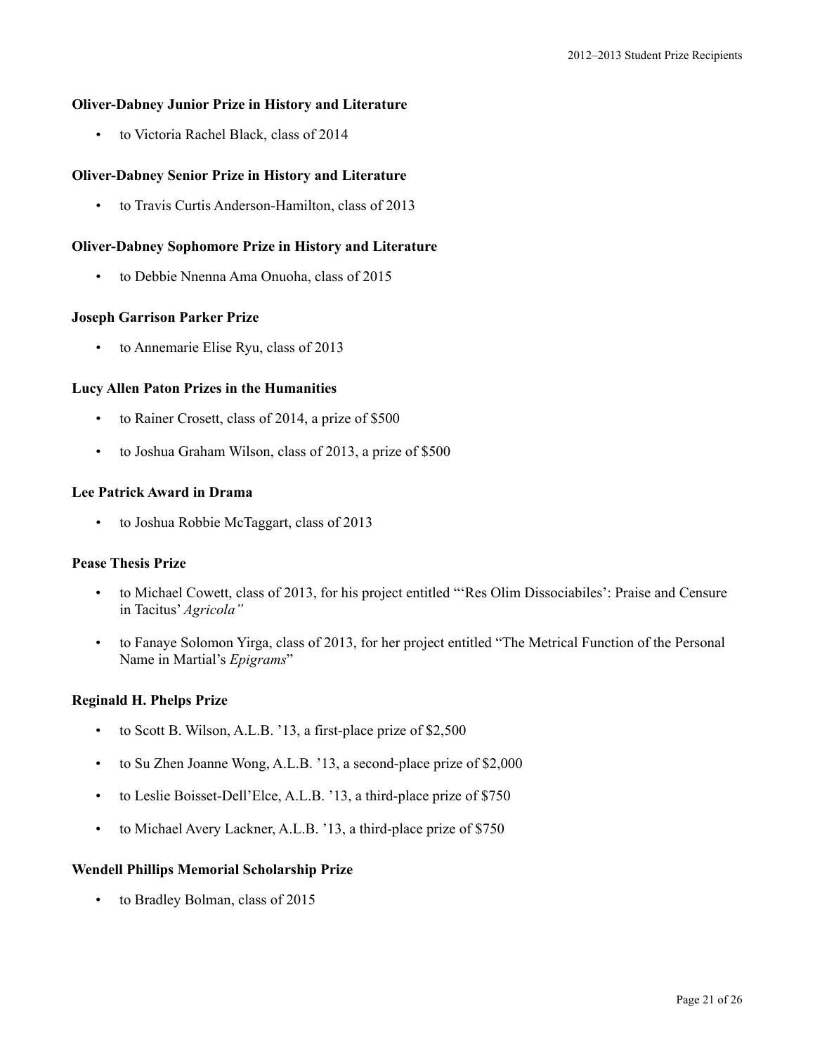**Oliver-Dabney Junior Prize in History and Literature**

- to Victoria Rachel Black, class of 2014

**Oliver-Dabney Senior Prize in History and Literature**

- to Travis Curtis Anderson-Hamilton, class of 2013

**Oliver-Dabney Sophomore Prize in History and Literature**

- to Debbie Nnenna Ama Onuoha, class of 2015

**Joseph Garrison Parker Prize**

- to Annemarie Elise Ryu, class of 2013

**Lucy Allen Paton Prizes in the Humanities**

- to Rainer Crosett, class of 2014, a prize of $500
- to Joshua Graham Wilson, class of 2013, a prize of $500

**Lee Patrick Award in Drama**

- to Joshua Robbie McTaggart, class of 2013

**Pease Thesis Prize**

- to Michael Cowett, class of 2013, for his project entitled "'Res Olim Dissociabiles': Praise and Censure in Tacitus' *Agricola"*
- to Fanaye Solomon Yirga, class of 2013, for her project entitled "The Metrical Function of the Personal Name in Martial's *Epigrams*"

**Reginald H. Phelps Prize**

- to Scott B. Wilson, A.L.B. '13, a first-place prize of $2,500
- to Su Zhen Joanne Wong, A.L.B. '13, a second-place prize of $2,000
- to Leslie Boisset-Dell'Elce, A.L.B. '13, a third-place prize of $750
- to Michael Avery Lackner, A.L.B. '13, a third-place prize of $750

**Wendell Phillips Memorial Scholarship Prize**

- to Bradley Bolman, class of 2015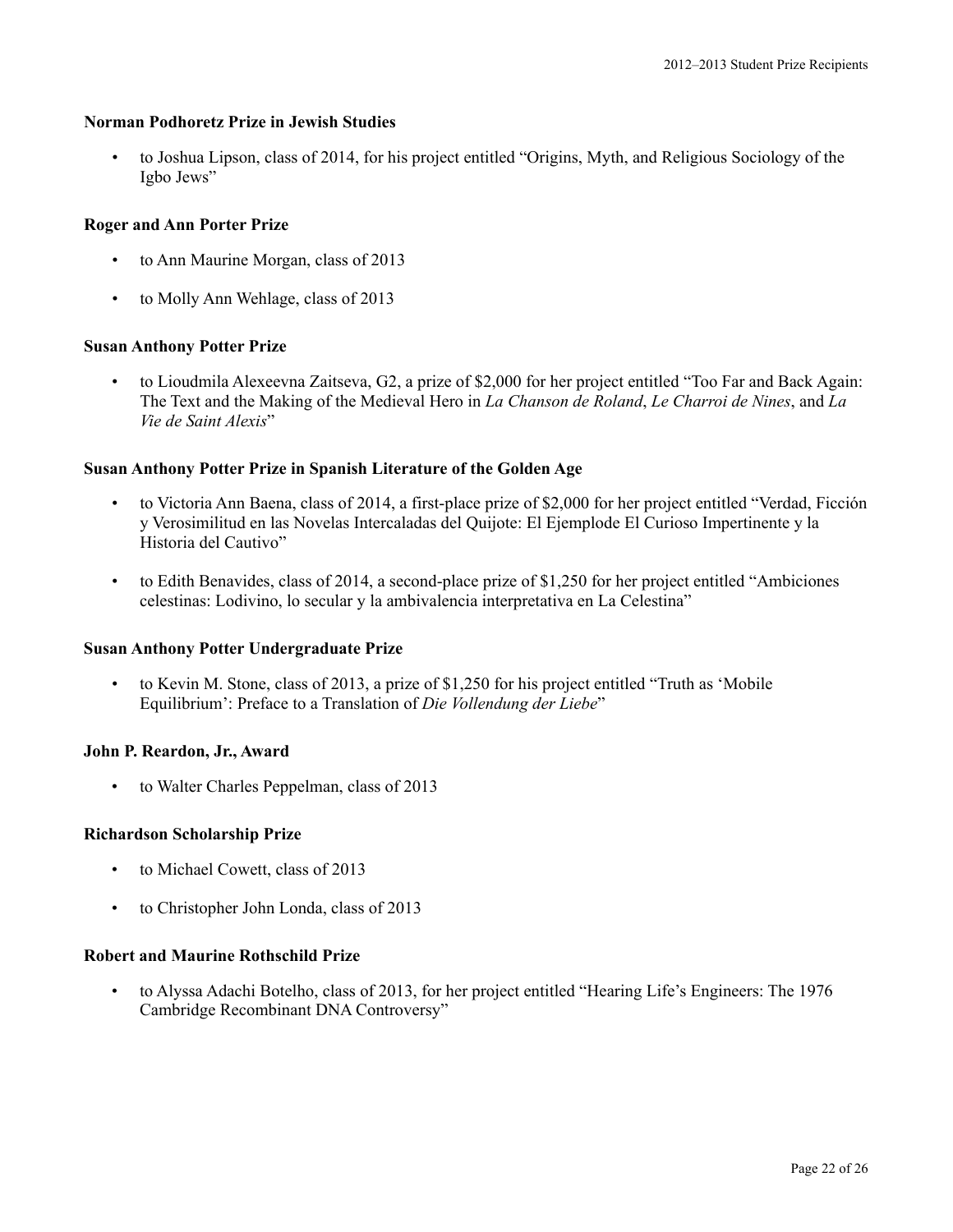### Norman Podhoretz Prize in Jewish Studies

- to Joshua Lipson, class of 2014, for his project entitled "Origins, Myth, and Religious Sociology of the Igbo Jews"

### Roger and Ann Porter Prize

- to Ann Maurine Morgan, class of 2013
- to Molly Ann Wehlage, class of 2013

### Susan Anthony Potter Prize

- to Lioudmila Alexeevna Zaitseva, G2, a prize of $2,000 for her project entitled "Too Far and Back Again: The Text and the Making of the Medieval Hero in *La Chanson de Roland*, *Le Charroi de Nines*, and *La Vie de Saint Alexis*"

### Susan Anthony Potter Prize in Spanish Literature of the Golden Age

- to Victoria Ann Baena, class of 2014, a first-place prize of $2,000 for her project entitled "Verdad, Ficción y Verosimilitud en las Novelas Intercaladas del Quijote: El Ejemplode El Curioso Impertinente y la Historia del Cautivo"
- to Edith Benavides, class of 2014, a second-place prize of $1,250 for her project entitled "Ambiciones celestinas: Lodivino, lo secular y la ambivalencia interpretativa en La Celestina"

### Susan Anthony Potter Undergraduate Prize

- to Kevin M. Stone, class of 2013, a prize of $1,250 for his project entitled "Truth as 'Mobile Equilibrium': Preface to a Translation of *Die Vollendung der Liebe*"

### John P. Reardon, Jr., Award

- to Walter Charles Peppelman, class of 2013

### Richardson Scholarship Prize

- to Michael Cowett, class of 2013
- to Christopher John Londa, class of 2013

### Robert and Maurine Rothschild Prize

- to Alyssa Adachi Botelho, class of 2013, for her project entitled "Hearing Life's Engineers: The 1976 Cambridge Recombinant DNA Controversy"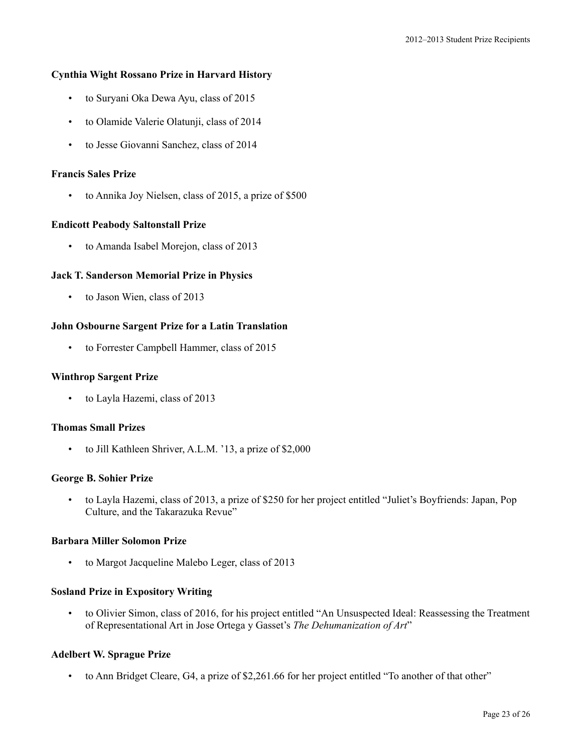**Cynthia Wight Rossano Prize in Harvard History**

- to Suryani Oka Dewa Ayu, class of 2015
- to Olamide Valerie Olatunji, class of 2014
- to Jesse Giovanni Sanchez, class of 2014

**Francis Sales Prize**

- to Annika Joy Nielsen, class of 2015, a prize of $500

**Endicott Peabody Saltonstall Prize**

- to Amanda Isabel Morejon, class of 2013

**Jack T. Sanderson Memorial Prize in Physics**

- to Jason Wien, class of 2013

**John Osbourne Sargent Prize for a Latin Translation**

- to Forrester Campbell Hammer, class of 2015

**Winthrop Sargent Prize**

- to Layla Hazemi, class of 2013

**Thomas Small Prizes**

- to Jill Kathleen Shriver, A.L.M. '13, a prize of $2,000

**George B. Sohier Prize**

- to Layla Hazemi, class of 2013, a prize of $250 for her project entitled "Juliet's Boyfriends: Japan, Pop Culture, and the Takarazuka Revue"

**Barbara Miller Solomon Prize**

- to Margot Jacqueline Malebo Leger, class of 2013

**Sosland Prize in Expository Writing**

- to Olivier Simon, class of 2016, for his project entitled "An Unsuspected Ideal: Reassessing the Treatment of Representational Art in Jose Ortega y Gasset's *The Dehumanization of Art*"

**Adelbert W. Sprague Prize**

- to Ann Bridget Cleare, G4, a prize of $2,261.66 for her project entitled "To another of that other"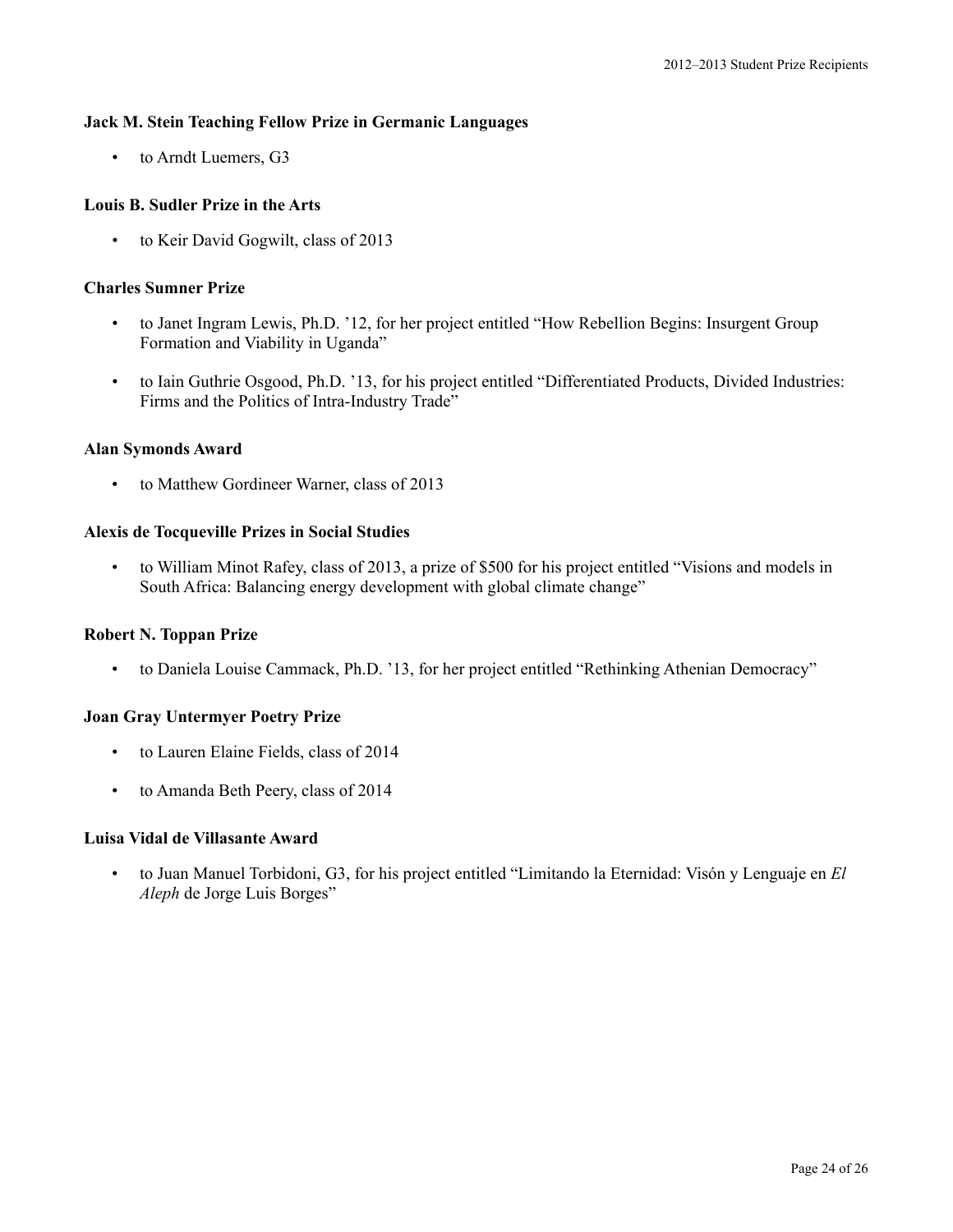**Jack M. Stein Teaching Fellow Prize in Germanic Languages**

- to Arndt Luemers, G3

**Louis B. Sudler Prize in the Arts**

- to Keir David Gogwilt, class of 2013

**Charles Sumner Prize**

- to Janet Ingram Lewis, Ph.D. '12, for her project entitled "How Rebellion Begins: Insurgent Group Formation and Viability in Uganda"

- to Iain Guthrie Osgood, Ph.D. '13, for his project entitled "Differentiated Products, Divided Industries: Firms and the Politics of Intra-Industry Trade"

**Alan Symonds Award**

- to Matthew Gordineer Warner, class of 2013

**Alexis de Tocqueville Prizes in Social Studies**

- to William Minot Rafey, class of 2013, a prize of $500 for his project entitled "Visions and models in South Africa: Balancing energy development with global climate change"

**Robert N. Toppan Prize**

- to Daniela Louise Cammack, Ph.D. '13, for her project entitled "Rethinking Athenian Democracy"

**Joan Gray Untermyer Poetry Prize**

- to Lauren Elaine Fields, class of 2014

- to Amanda Beth Peery, class of 2014

**Luisa Vidal de Villasante Award**

- to Juan Manuel Torbidoni, G3, for his project entitled "Limitando la Eternidad: Visón y Lenguaje en *El Aleph* de Jorge Luis Borges"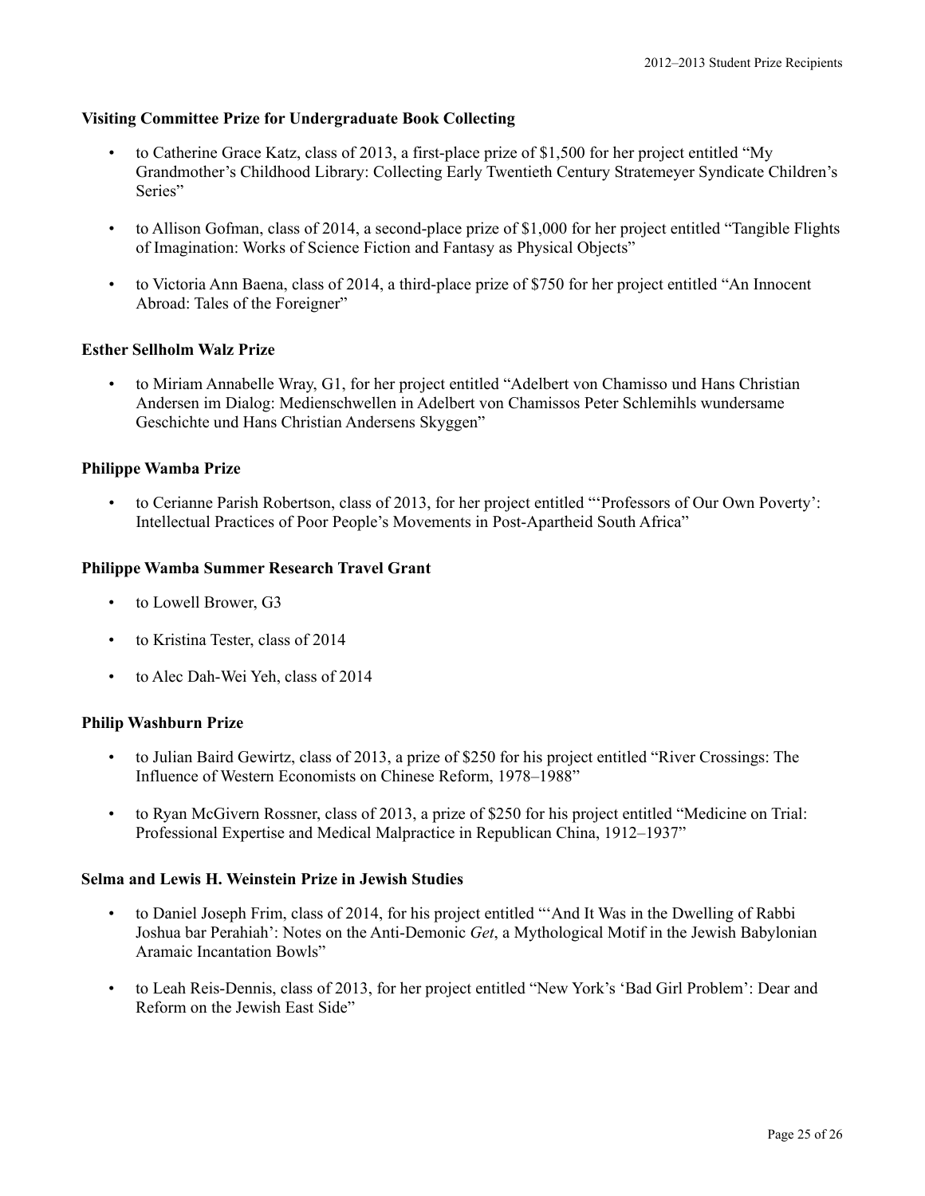**Visiting Committee Prize for Undergraduate Book Collecting**

- to Catherine Grace Katz, class of 2013, a first-place prize of $1,500 for her project entitled "My Grandmother's Childhood Library: Collecting Early Twentieth Century Stratemeyer Syndicate Children's Series"

- to Allison Gofman, class of 2014, a second-place prize of $1,000 for her project entitled "Tangible Flights of Imagination: Works of Science Fiction and Fantasy as Physical Objects"

- to Victoria Ann Baena, class of 2014, a third-place prize of $750 for her project entitled "An Innocent Abroad: Tales of the Foreigner"

**Esther Sellholm Walz Prize**

- to Miriam Annabelle Wray, G1, for her project entitled "Adelbert von Chamisso und Hans Christian Andersen im Dialog: Medienschwellen in Adelbert von Chamissos Peter Schlemihls wundersame Geschichte und Hans Christian Andersens Skyggen"

**Philippe Wamba Prize**

- to Cerianne Parish Robertson, class of 2013, for her project entitled "'Professors of Our Own Poverty': Intellectual Practices of Poor People's Movements in Post-Apartheid South Africa"

**Philippe Wamba Summer Research Travel Grant**

- to Lowell Brower, G3

- to Kristina Tester, class of 2014

- to Alec Dah-Wei Yeh, class of 2014

**Philip Washburn Prize**

- to Julian Baird Gewirtz, class of 2013, a prize of $250 for his project entitled "River Crossings: The Influence of Western Economists on Chinese Reform, 1978–1988"

- to Ryan McGivern Rossner, class of 2013, a prize of $250 for his project entitled "Medicine on Trial: Professional Expertise and Medical Malpractice in Republican China, 1912–1937"

**Selma and Lewis H. Weinstein Prize in Jewish Studies**

- to Daniel Joseph Frim, class of 2014, for his project entitled "'And It Was in the Dwelling of Rabbi Joshua bar Perahiah': Notes on the Anti-Demonic *Get*, a Mythological Motif in the Jewish Babylonian Aramaic Incantation Bowls"

- to Leah Reis-Dennis, class of 2013, for her project entitled "New York's 'Bad Girl Problem': Dear and Reform on the Jewish East Side"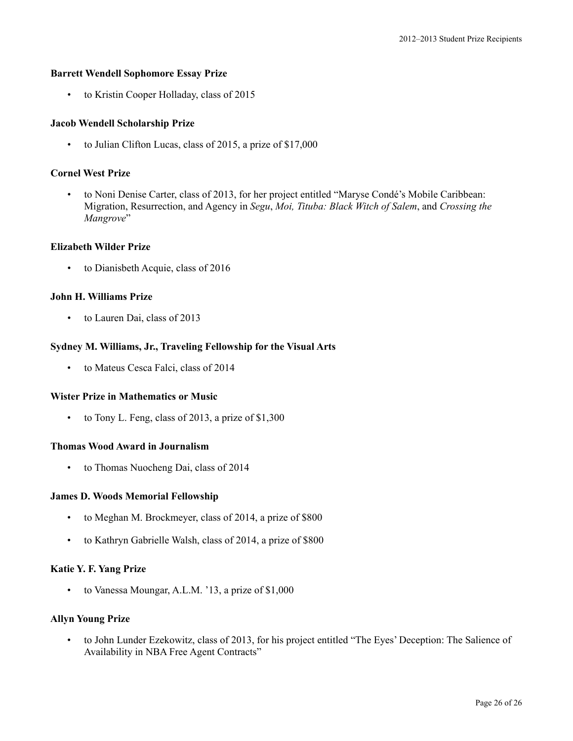**Barrett Wendell Sophomore Essay Prize**

- to Kristin Cooper Holladay, class of 2015

**Jacob Wendell Scholarship Prize**

- to Julian Clifton Lucas, class of 2015, a prize of $17,000

**Cornel West Prize**

- to Noni Denise Carter, class of 2013, for her project entitled "Maryse Condé's Mobile Caribbean: Migration, Resurrection, and Agency in *Segu*, *Moi, Tituba: Black Witch of Salem*, and *Crossing the Mangrove*"

**Elizabeth Wilder Prize**

- to Dianisbeth Acquie, class of 2016

**John H. Williams Prize**

- to Lauren Dai, class of 2013

**Sydney M. Williams, Jr., Traveling Fellowship for the Visual Arts**

- to Mateus Cesca Falci, class of 2014

**Wister Prize in Mathematics or Music**

- to Tony L. Feng, class of 2013, a prize of $1,300

**Thomas Wood Award in Journalism**

- to Thomas Nuocheng Dai, class of 2014

**James D. Woods Memorial Fellowship**

- to Meghan M. Brockmeyer, class of 2014, a prize of $800
- to Kathryn Gabrielle Walsh, class of 2014, a prize of $800

**Katie Y. F. Yang Prize**

- to Vanessa Moungar, A.L.M. '13, a prize of $1,000

**Allyn Young Prize**

- to John Lunder Ezekowitz, class of 2013, for his project entitled "The Eyes' Deception: The Salience of Availability in NBA Free Agent Contracts"